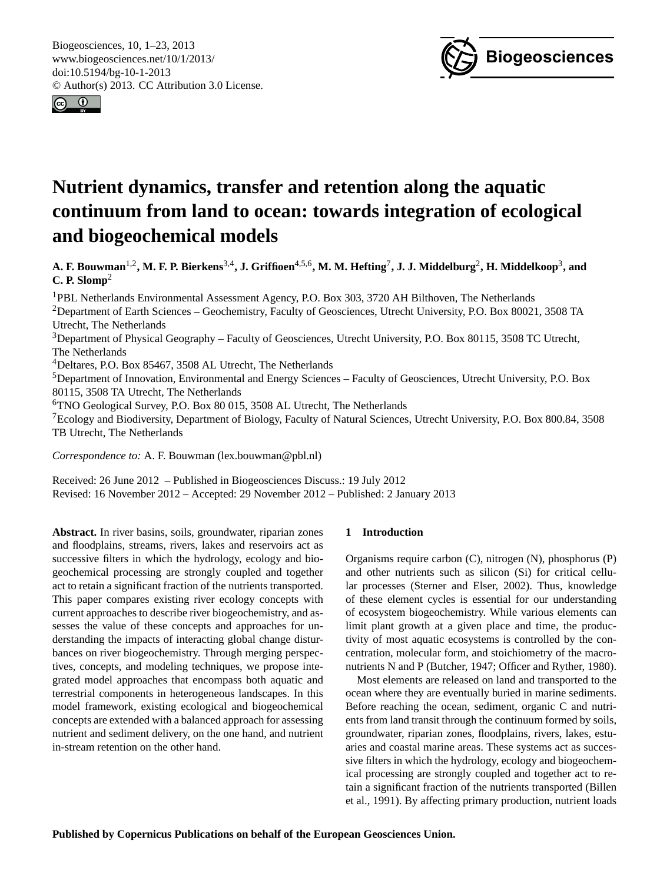# Nutrient dynamics, transfer and retention along the aquatic continuum from land to ocean: towards integration of ecological and biogeochemical models

**A. F. Bouwman[1,2], M. F. P. Bierkens[3,4], J. Griffioen[4,5,6], M. M. Hefting[7], J. J. Middelburg[2], H. Middelkoop[3], and C. P. Slomp[2]**

[1]PBL Netherlands Environmental Assessment Agency, P.O. Box 303, 3720 AH Bilthoven, The Netherlands
[2]Department of Earth Sciences – Geochemistry, Faculty of Geosciences, Utrecht University, P.O. Box 80021, 3508 TA Utrecht, The Netherlands
[3]Department of Physical Geography – Faculty of Geosciences, Utrecht University, P.O. Box 80115, 3508 TC Utrecht, The Netherlands
[4]Deltares, P.O. Box 85467, 3508 AL Utrecht, The Netherlands
[5]Department of Innovation, Environmental and Energy Sciences – Faculty of Geosciences, Utrecht University, P.O. Box 80115, 3508 TA Utrecht, The Netherlands
[6]TNO Geological Survey, P.O. Box 80 015, 3508 AL Utrecht, The Netherlands
[7]Ecology and Biodiversity, Department of Biology, Faculty of Natural Sciences, Utrecht University, P.O. Box 800.84, 3508 TB Utrecht, The Netherlands

*Correspondence to:* A. F. Bouwman (lex.bouwman@pbl.nl)

Received: 26 June 2012 – Published in Biogeosciences Discuss.: 19 July 2012
Revised: 16 November 2012 – Accepted: 29 November 2012 – Published: 2 January 2013

**Abstract.** In river basins, soils, groundwater, riparian zones and floodplains, streams, rivers, lakes and reservoirs act as successive filters in which the hydrology, ecology and biogeochemical processing are strongly coupled and together act to retain a significant fraction of the nutrients transported. This paper compares existing river ecology concepts with current approaches to describe river biogeochemistry, and assesses the value of these concepts and approaches for understanding the impacts of interacting global change disturbances on river biogeochemistry. Through merging perspectives, concepts, and modeling techniques, we propose integrated model approaches that encompass both aquatic and terrestrial components in heterogeneous landscapes. In this model framework, existing ecological and biogeochemical concepts are extended with a balanced approach for assessing nutrient and sediment delivery, on the one hand, and nutrient in-stream retention on the other hand.

## 1 Introduction

Organisms require carbon (C), nitrogen (N), phosphorus (P) and other nutrients such as silicon (Si) for critical cellular processes (Sterner and Elser, 2002). Thus, knowledge of these element cycles is essential for our understanding of ecosystem biogeochemistry. While various elements can limit plant growth at a given place and time, the productivity of most aquatic ecosystems is controlled by the concentration, molecular form, and stoichiometry of the macronutrients N and P (Butcher, 1947; Officer and Ryther, 1980).

Most elements are released on land and transported to the ocean where they are eventually buried in marine sediments. Before reaching the ocean, sediment, organic C and nutrients from land transit through the continuum formed by soils, groundwater, riparian zones, floodplains, rivers, lakes, estuaries and coastal marine areas. These systems act as successive filters in which the hydrology, ecology and biogeochemical processing are strongly coupled and together act to retain a significant fraction of the nutrients transported (Billen et al., 1991). By affecting primary production, nutrient loads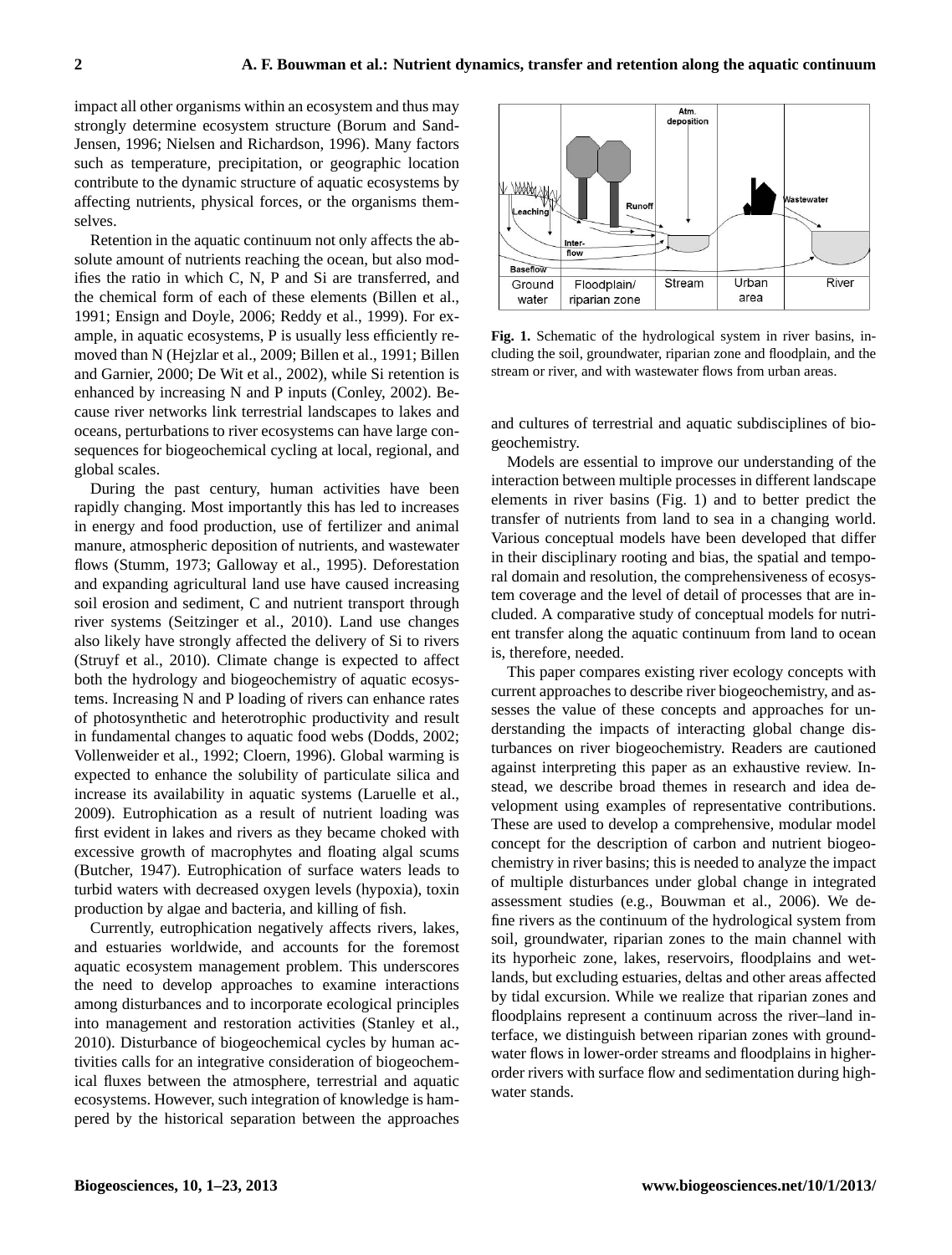impact all other organisms within an ecosystem and thus may strongly determine ecosystem structure (Borum and Sand-Jensen, 1996; Nielsen and Richardson, 1996). Many factors such as temperature, precipitation, or geographic location contribute to the dynamic structure of aquatic ecosystems by affecting nutrients, physical forces, or the organisms themselves.

Retention in the aquatic continuum not only affects the absolute amount of nutrients reaching the ocean, but also modifies the ratio in which C, N, P and Si are transferred, and the chemical form of each of these elements (Billen et al., 1991; Ensign and Doyle, 2006; Reddy et al., 1999). For example, in aquatic ecosystems, P is usually less efficiently removed than N (Hejzlar et al., 2009; Billen et al., 1991; Billen and Garnier, 2000; De Wit et al., 2002), while Si retention is enhanced by increasing N and P inputs (Conley, 2002). Because river networks link terrestrial landscapes to lakes and oceans, perturbations to river ecosystems can have large consequences for biogeochemical cycling at local, regional, and global scales.

During the past century, human activities have been rapidly changing. Most importantly this has led to increases in energy and food production, use of fertilizer and animal manure, atmospheric deposition of nutrients, and wastewater flows (Stumm, 1973; Galloway et al., 1995). Deforestation and expanding agricultural land use have caused increasing soil erosion and sediment, C and nutrient transport through river systems (Seitzinger et al., 2010). Land use changes also likely have strongly affected the delivery of Si to rivers (Struyf et al., 2010). Climate change is expected to affect both the hydrology and biogeochemistry of aquatic ecosystems. Increasing N and P loading of rivers can enhance rates of photosynthetic and heterotrophic productivity and result in fundamental changes to aquatic food webs (Dodds, 2002; Vollenweider et al., 1992; Cloern, 1996). Global warming is expected to enhance the solubility of particulate silica and increase its availability in aquatic systems (Laruelle et al., 2009). Eutrophication as a result of nutrient loading was first evident in lakes and rivers as they became choked with excessive growth of macrophytes and floating algal scums (Butcher, 1947). Eutrophication of surface waters leads to turbid waters with decreased oxygen levels (hypoxia), toxin production by algae and bacteria, and killing of fish.

Currently, eutrophication negatively affects rivers, lakes, and estuaries worldwide, and accounts for the foremost aquatic ecosystem management problem. This underscores the need to develop approaches to examine interactions among disturbances and to incorporate ecological principles into management and restoration activities (Stanley et al., 2010). Disturbance of biogeochemical cycles by human activities calls for an integrative consideration of biogeochemical fluxes between the atmosphere, terrestrial and aquatic ecosystems. However, such integration of knowledge is hampered by the historical separation between the approaches and cultures of terrestrial and aquatic subdisciplines of biogeochemistry.

**Fig. 1.** Schematic of the hydrological system in river basins, including the soil, groundwater, riparian zone and floodplain, and the stream or river, and with wastewater flows from urban areas.

Models are essential to improve our understanding of the interaction between multiple processes in different landscape elements in river basins (Fig. 1) and to better predict the transfer of nutrients from land to sea in a changing world. Various conceptual models have been developed that differ in their disciplinary rooting and bias, the spatial and temporal domain and resolution, the comprehensiveness of ecosystem coverage and the level of detail of processes that are included. A comparative study of conceptual models for nutrient transfer along the aquatic continuum from land to ocean is, therefore, needed.

This paper compares existing river ecology concepts with current approaches to describe river biogeochemistry, and assesses the value of these concepts and approaches for understanding the impacts of interacting global change disturbances on river biogeochemistry. Readers are cautioned against interpreting this paper as an exhaustive review. Instead, we describe broad themes in research and idea development using examples of representative contributions. These are used to develop a comprehensive, modular model concept for the description of carbon and nutrient biogeochemistry in river basins; this is needed to analyze the impact of multiple disturbances under global change in integrated assessment studies (e.g., Bouwman et al., 2006). We define rivers as the continuum of the hydrological system from soil, groundwater, riparian zones to the main channel with its hyporheic zone, lakes, reservoirs, floodplains and wetlands, but excluding estuaries, deltas and other areas affected by tidal excursion. While we realize that riparian zones and floodplains represent a continuum across the river–land interface, we distinguish between riparian zones with groundwater flows in lower-order streams and floodplains in higher-order rivers with surface flow and sedimentation during high-water stands.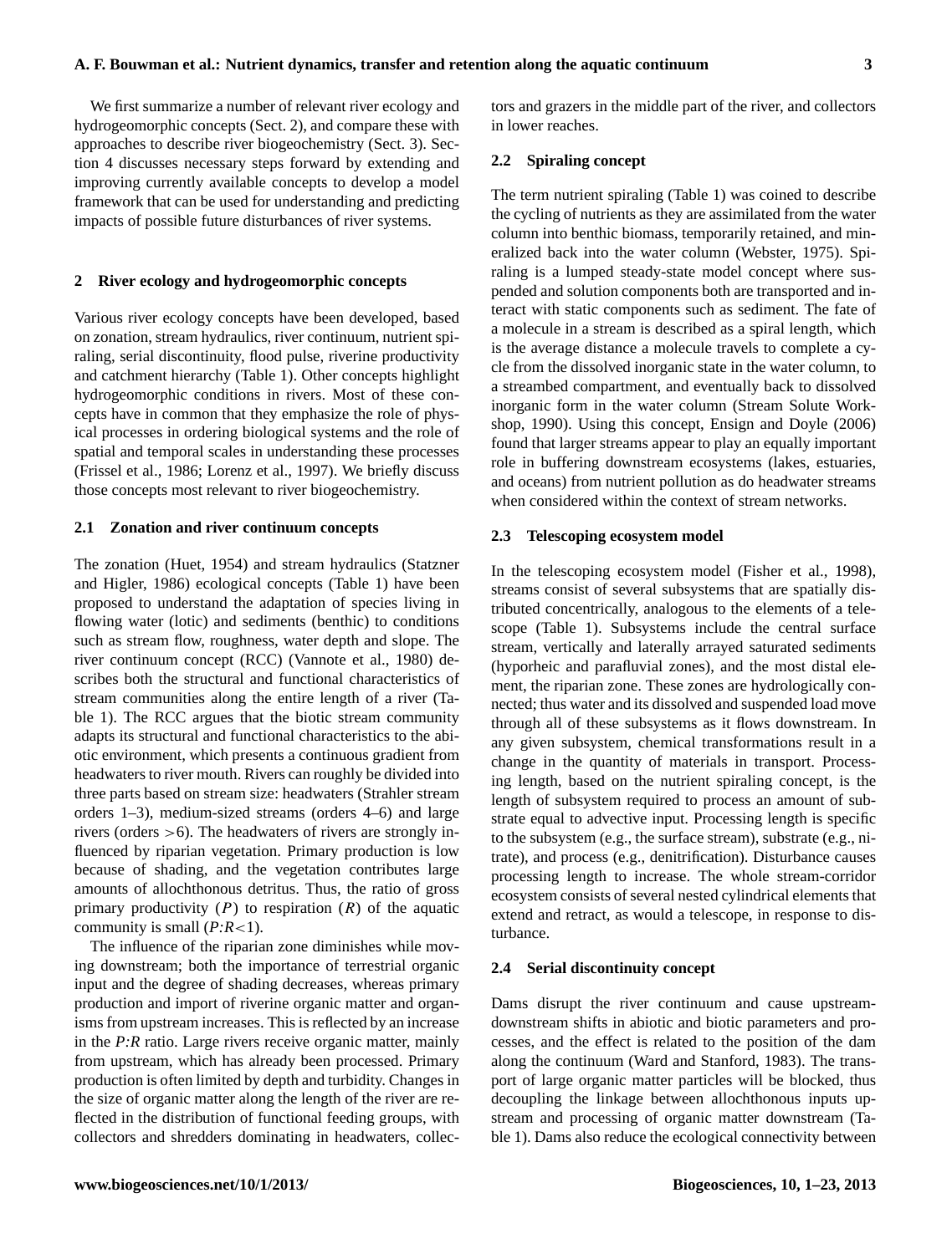We first summarize a number of relevant river ecology and hydrogeomorphic concepts (Sect. 2), and compare these with approaches to describe river biogeochemistry (Sect. 3). Section 4 discusses necessary steps forward by extending and improving currently available concepts to develop a model framework that can be used for understanding and predicting impacts of possible future disturbances of river systems.

## 2 River ecology and hydrogeomorphic concepts

Various river ecology concepts have been developed, based on zonation, stream hydraulics, river continuum, nutrient spiraling, serial discontinuity, flood pulse, riverine productivity and catchment hierarchy (Table 1). Other concepts highlight hydrogeomorphic conditions in rivers. Most of these concepts have in common that they emphasize the role of physical processes in ordering biological systems and the role of spatial and temporal scales in understanding these processes (Frissel et al., 1986; Lorenz et al., 1997). We briefly discuss those concepts most relevant to river biogeochemistry.

### 2.1 Zonation and river continuum concepts

The zonation (Huet, 1954) and stream hydraulics (Statzner and Higler, 1986) ecological concepts (Table 1) have been proposed to understand the adaptation of species living in flowing water (lotic) and sediments (benthic) to conditions such as stream flow, roughness, water depth and slope. The river continuum concept (RCC) (Vannote et al., 1980) describes both the structural and functional characteristics of stream communities along the entire length of a river (Table 1). The RCC argues that the biotic stream community adapts its structural and functional characteristics to the abiotic environment, which presents a continuous gradient from headwaters to river mouth. Rivers can roughly be divided into three parts based on stream size: headwaters (Strahler stream orders 1–3), medium-sized streams (orders 4–6) and large rivers (orders $>6$). The headwaters of rivers are strongly influenced by riparian vegetation. Primary production is low because of shading, and the vegetation contributes large amounts of allochthonous detritus. Thus, the ratio of gross primary productivity ($P$) to respiration ($R$) of the aquatic community is small ($P$:$R<1$).

The influence of the riparian zone diminishes while moving downstream; both the importance of terrestrial organic input and the degree of shading decreases, whereas primary production and import of riverine organic matter and organisms from upstream increases. This is reflected by an increase in the $P$:$R$ ratio. Large rivers receive organic matter, mainly from upstream, which has already been processed. Primary production is often limited by depth and turbidity. Changes in the size of organic matter along the length of the river are reflected in the distribution of functional feeding groups, with collectors and shredders dominating in headwaters, collectors and grazers in the middle part of the river, and collectors in lower reaches.

### 2.2 Spiraling concept

The term nutrient spiraling (Table 1) was coined to describe the cycling of nutrients as they are assimilated from the water column into benthic biomass, temporarily retained, and mineralized back into the water column (Webster, 1975). Spiraling is a lumped steady-state model concept where suspended and solution components both are transported and interact with static components such as sediment. The fate of a molecule in a stream is described as a spiral length, which is the average distance a molecule travels to complete a cycle from the dissolved inorganic state in the water column, to a streambed compartment, and eventually back to dissolved inorganic form in the water column (Stream Solute Workshop, 1990). Using this concept, Ensign and Doyle (2006) found that larger streams appear to play an equally important role in buffering downstream ecosystems (lakes, estuaries, and oceans) from nutrient pollution as do headwater streams when considered within the context of stream networks.

### 2.3 Telescoping ecosystem model

In the telescoping ecosystem model (Fisher et al., 1998), streams consist of several subsystems that are spatially distributed concentrically, analogous to the elements of a telescope (Table 1). Subsystems include the central surface stream, vertically and laterally arrayed saturated sediments (hyporheic and parafluvial zones), and the most distal element, the riparian zone. These zones are hydrologically connected; thus water and its dissolved and suspended load move through all of these subsystems as it flows downstream. In any given subsystem, chemical transformations result in a change in the quantity of materials in transport. Processing length, based on the nutrient spiraling concept, is the length of subsystem required to process an amount of substrate equal to advective input. Processing length is specific to the subsystem (e.g., the surface stream), substrate (e.g., nitrate), and process (e.g., denitrification). Disturbance causes processing length to increase. The whole stream-corridor ecosystem consists of several nested cylindrical elements that extend and retract, as would a telescope, in response to disturbance.

### 2.4 Serial discontinuity concept

Dams disrupt the river continuum and cause upstream-downstream shifts in abiotic and biotic parameters and processes, and the effect is related to the position of the dam along the continuum (Ward and Stanford, 1983). The transport of large organic matter particles will be blocked, thus decoupling the linkage between allochthonous inputs upstream and processing of organic matter downstream (Table 1). Dams also reduce the ecological connectivity between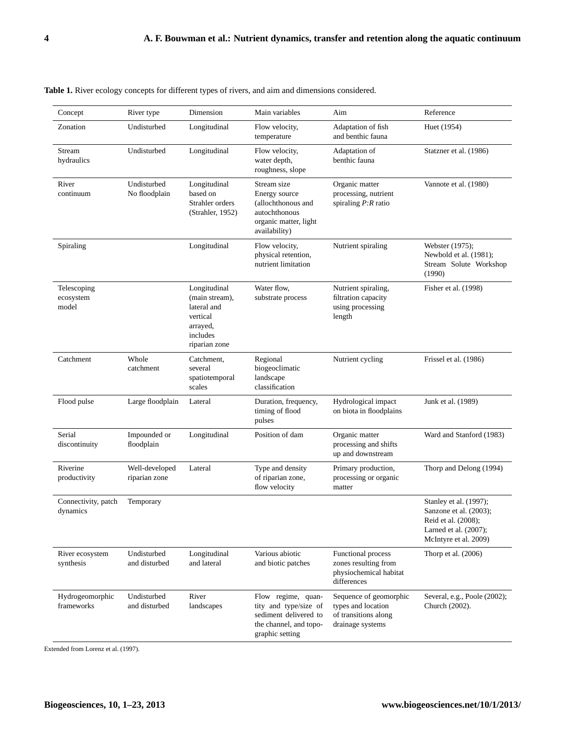**Table 1.** River ecology concepts for different types of rivers, and aim and dimensions considered.

| Concept | River type | Dimension | Main variables | Aim | Reference |
|---|---|---|---|---|---|
| Zonation | Undisturbed | Longitudinal | Flow velocity, temperature | Adaptation of fish and benthic fauna | Huet (1954) |
| Stream hydraulics | Undisturbed | Longitudinal | Flow velocity, water depth, roughness, slope | Adaptation of benthic fauna | Statzner et al. (1986) |
| River continuum | Undisturbed No floodplain | Longitudinal based on Strahler orders (Strahler, 1952) | Stream size Energy source (allochthonous and autochthonous organic matter, light availability) | Organic matter processing, nutrient spiraling $P{:}R$ ratio | Vannote et al. (1980) |
| Spiraling | | Longitudinal | Flow velocity, physical retention, nutrient limitation | Nutrient spiraling | Webster (1975); Newbold et al. (1981); Stream Solute Workshop (1990) |
| Telescoping ecosystem model | | Longitudinal (main stream), lateral and vertical arrayed, includes riparian zone | Water flow, substrate process | Nutrient spiraling, filtration capacity using processing length | Fisher et al. (1998) |
| Catchment | Whole catchment | Catchment, several spatiotemporal scales | Regional biogeoclimatic landscape classification | Nutrient cycling | Frissel et al. (1986) |
| Flood pulse | Large floodplain | Lateral | Duration, frequency, timing of flood pulses | Hydrological impact on biota in floodplains | Junk et al. (1989) |
| Serial discontinuity | Impounded or floodplain | Longitudinal | Position of dam | Organic matter processing and shifts up and downstream | Ward and Stanford (1983) |
| Riverine productivity | Well-developed riparian zone | Lateral | Type and density of riparian zone, flow velocity | Primary production, processing or organic matter | Thorp and Delong (1994) |
| Connectivity, patch dynamics | Temporary | | | | Stanley et al. (1997); Sanzone et al. (2003); Reid et al. (2008); Larned et al. (2007); McIntyre et al. 2009) |
| River ecosystem synthesis | Undisturbed and disturbed | Longitudinal and lateral | Various abiotic and biotic patches | Functional process zones resulting from physiochemical habitat differences | Thorp et al. (2006) |
| Hydrogeomorphic frameworks | Undisturbed and disturbed | River landscapes | Flow regime, quantity and type/size of sediment delivered to the channel, and topographic setting | Sequence of geomorphic types and location of transitions along drainage systems | Several, e.g., Poole (2002); Church (2002). |

Extended from Lorenz et al. (1997).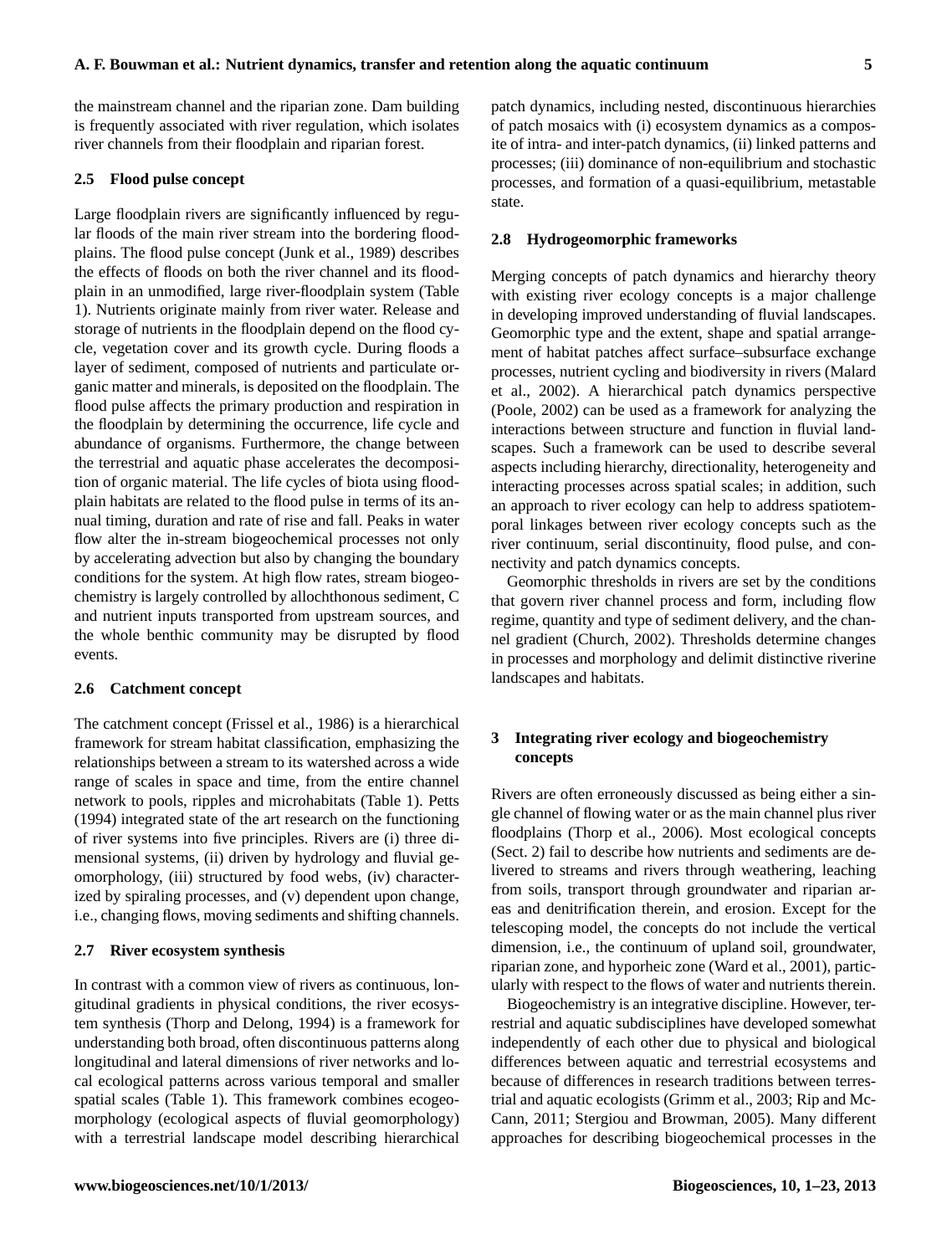the mainstream channel and the riparian zone. Dam building is frequently associated with river regulation, which isolates river channels from their floodplain and riparian forest.

### 2.5 Flood pulse concept

Large floodplain rivers are significantly influenced by regular floods of the main river stream into the bordering floodplains. The flood pulse concept (Junk et al., 1989) describes the effects of floods on both the river channel and its floodplain in an unmodified, large river-floodplain system (Table 1). Nutrients originate mainly from river water. Release and storage of nutrients in the floodplain depend on the flood cycle, vegetation cover and its growth cycle. During floods a layer of sediment, composed of nutrients and particulate organic matter and minerals, is deposited on the floodplain. The flood pulse affects the primary production and respiration in the floodplain by determining the occurrence, life cycle and abundance of organisms. Furthermore, the change between the terrestrial and aquatic phase accelerates the decomposition of organic material. The life cycles of biota using floodplain habitats are related to the flood pulse in terms of its annual timing, duration and rate of rise and fall. Peaks in water flow alter the in-stream biogeochemical processes not only by accelerating advection but also by changing the boundary conditions for the system. At high flow rates, stream biogeochemistry is largely controlled by allochthonous sediment, C and nutrient inputs transported from upstream sources, and the whole benthic community may be disrupted by flood events.

### 2.6 Catchment concept

The catchment concept (Frissel et al., 1986) is a hierarchical framework for stream habitat classification, emphasizing the relationships between a stream to its watershed across a wide range of scales in space and time, from the entire channel network to pools, ripples and microhabitats (Table 1). Petts (1994) integrated state of the art research on the functioning of river systems into five principles. Rivers are (i) three dimensional systems, (ii) driven by hydrology and fluvial geomorphology, (iii) structured by food webs, (iv) characterized by spiraling processes, and (v) dependent upon change, i.e., changing flows, moving sediments and shifting channels.

### 2.7 River ecosystem synthesis

In contrast with a common view of rivers as continuous, longitudinal gradients in physical conditions, the river ecosystem synthesis (Thorp and Delong, 1994) is a framework for understanding both broad, often discontinuous patterns along longitudinal and lateral dimensions of river networks and local ecological patterns across various temporal and smaller spatial scales (Table 1). This framework combines ecogeomorphology (ecological aspects of fluvial geomorphology) with a terrestrial landscape model describing hierarchical patch dynamics, including nested, discontinuous hierarchies of patch mosaics with (i) ecosystem dynamics as a composite of intra- and inter-patch dynamics, (ii) linked patterns and processes; (iii) dominance of non-equilibrium and stochastic processes, and formation of a quasi-equilibrium, metastable state.

### 2.8 Hydrogeomorphic frameworks

Merging concepts of patch dynamics and hierarchy theory with existing river ecology concepts is a major challenge in developing improved understanding of fluvial landscapes. Geomorphic type and the extent, shape and spatial arrangement of habitat patches affect surface–subsurface exchange processes, nutrient cycling and biodiversity in rivers (Malard et al., 2002). A hierarchical patch dynamics perspective (Poole, 2002) can be used as a framework for analyzing the interactions between structure and function in fluvial landscapes. Such a framework can be used to describe several aspects including hierarchy, directionality, heterogeneity and interacting processes across spatial scales; in addition, such an approach to river ecology can help to address spatiotemporal linkages between river ecology concepts such as the river continuum, serial discontinuity, flood pulse, and connectivity and patch dynamics concepts.

Geomorphic thresholds in rivers are set by the conditions that govern river channel process and form, including flow regime, quantity and type of sediment delivery, and the channel gradient (Church, 2002). Thresholds determine changes in processes and morphology and delimit distinctive riverine landscapes and habitats.

## 3 Integrating river ecology and biogeochemistry concepts

Rivers are often erroneously discussed as being either a single channel of flowing water or as the main channel plus river floodplains (Thorp et al., 2006). Most ecological concepts (Sect. 2) fail to describe how nutrients and sediments are delivered to streams and rivers through weathering, leaching from soils, transport through groundwater and riparian areas and denitrification therein, and erosion. Except for the telescoping model, the concepts do not include the vertical dimension, i.e., the continuum of upland soil, groundwater, riparian zone, and hyporheic zone (Ward et al., 2001), particularly with respect to the flows of water and nutrients therein.

Biogeochemistry is an integrative discipline. However, terrestrial and aquatic subdisciplines have developed somewhat independently of each other due to physical and biological differences between aquatic and terrestrial ecosystems and because of differences in research traditions between terrestrial and aquatic ecologists (Grimm et al., 2003; Rip and McCann, 2011; Stergiou and Browman, 2005). Many different approaches for describing biogeochemical processes in the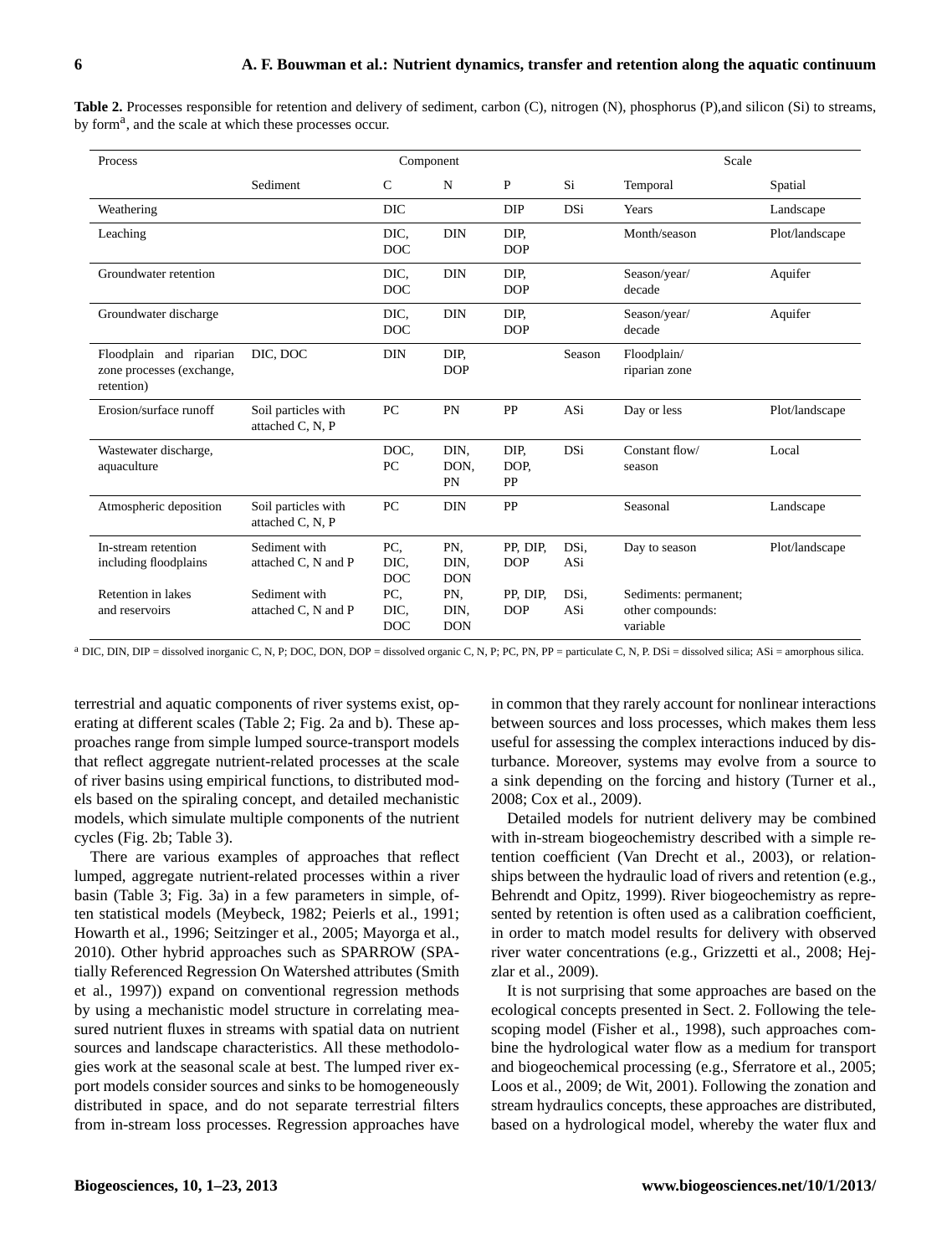**Table 2.** Processes responsible for retention and delivery of sediment, carbon (C), nitrogen (N), phosphorus (P),and silicon (Si) to streams, by form[a], and the scale at which these processes occur.

| Process | Component | | | | | Scale | |
|---|---|---|---|---|---|---|---|
| | Sediment | C | N | P | Si | Temporal | Spatial |
| Weathering | | DIC | | DIP | DSi | Years | Landscape |
| Leaching | | DIC, DOC | DIN | DIP, DOP | | Month/season | Plot/landscape |
| Groundwater retention | | DIC, DOC | DIN | DIP, DOP | | Season/year/ decade | Aquifer |
| Groundwater discharge | | DIC, DOC | DIN | DIP, DOP | | Season/year/ decade | Aquifer |
| Floodplain and riparian zone processes (exchange, retention) | DIC, DOC | DIN | DIP, DOP | | Season | Floodplain/ riparian zone | |
| Erosion/surface runoff | Soil particles with attached C, N, P | PC | PN | PP | ASi | Day or less | Plot/landscape |
| Wastewater discharge, aquaculture | | DOC, PC | DIN, DON, PN | DIP, DOP, PP | DSi | Constant flow/ season | Local |
| Atmospheric deposition | Soil particles with attached C, N, P | PC | DIN | PP | | Seasonal | Landscape |
| In-stream retention including floodplains | Sediment with attached C, N and P | PC, DIC, DOC | PN, DIN, DON | PP, DIP, DOP | DSi, ASi | Day to season | Plot/landscape |
| Retention in lakes and reservoirs | Sediment with attached C, N and P | PC, DIC, DOC | PN, DIN, DON | PP, DIP, DOP | DSi, ASi | Sediments: permanent; other compounds: variable | |

[a] DIC, DIN, DIP = dissolved inorganic C, N, P; DOC, DON, DOP = dissolved organic C, N, P; PC, PN, PP = particulate C, N, P. DSi = dissolved silica; ASi = amorphous silica.

terrestrial and aquatic components of river systems exist, operating at different scales (Table 2; Fig. 2a and b). These approaches range from simple lumped source-transport models that reflect aggregate nutrient-related processes at the scale of river basins using empirical functions, to distributed models based on the spiraling concept, and detailed mechanistic models, which simulate multiple components of the nutrient cycles (Fig. 2b; Table 3).

There are various examples of approaches that reflect lumped, aggregate nutrient-related processes within a river basin (Table 3; Fig. 3a) in a few parameters in simple, often statistical models (Meybeck, 1982; Peierls et al., 1991; Howarth et al., 1996; Seitzinger et al., 2005; Mayorga et al., 2010). Other hybrid approaches such as SPARROW (SPAtially Referenced Regression On Watershed attributes (Smith et al., 1997)) expand on conventional regression methods by using a mechanistic model structure in correlating measured nutrient fluxes in streams with spatial data on nutrient sources and landscape characteristics. All these methodologies work at the seasonal scale at best. The lumped river export models consider sources and sinks to be homogeneously distributed in space, and do not separate terrestrial filters from in-stream loss processes. Regression approaches have in common that they rarely account for nonlinear interactions between sources and loss processes, which makes them less useful for assessing the complex interactions induced by disturbance. Moreover, systems may evolve from a source to a sink depending on the forcing and history (Turner et al., 2008; Cox et al., 2009).

Detailed models for nutrient delivery may be combined with in-stream biogeochemistry described with a simple retention coefficient (Van Drecht et al., 2003), or relationships between the hydraulic load of rivers and retention (e.g., Behrendt and Opitz, 1999). River biogeochemistry as represented by retention is often used as a calibration coefficient, in order to match model results for delivery with observed river water concentrations (e.g., Grizzetti et al., 2008; Hejzlar et al., 2009).

It is not surprising that some approaches are based on the ecological concepts presented in Sect. 2. Following the telescoping model (Fisher et al., 1998), such approaches combine the hydrological water flow as a medium for transport and biogeochemical processing (e.g., Sferratore et al., 2005; Loos et al., 2009; de Wit, 2001). Following the zonation and stream hydraulics concepts, these approaches are distributed, based on a hydrological model, whereby the water flux and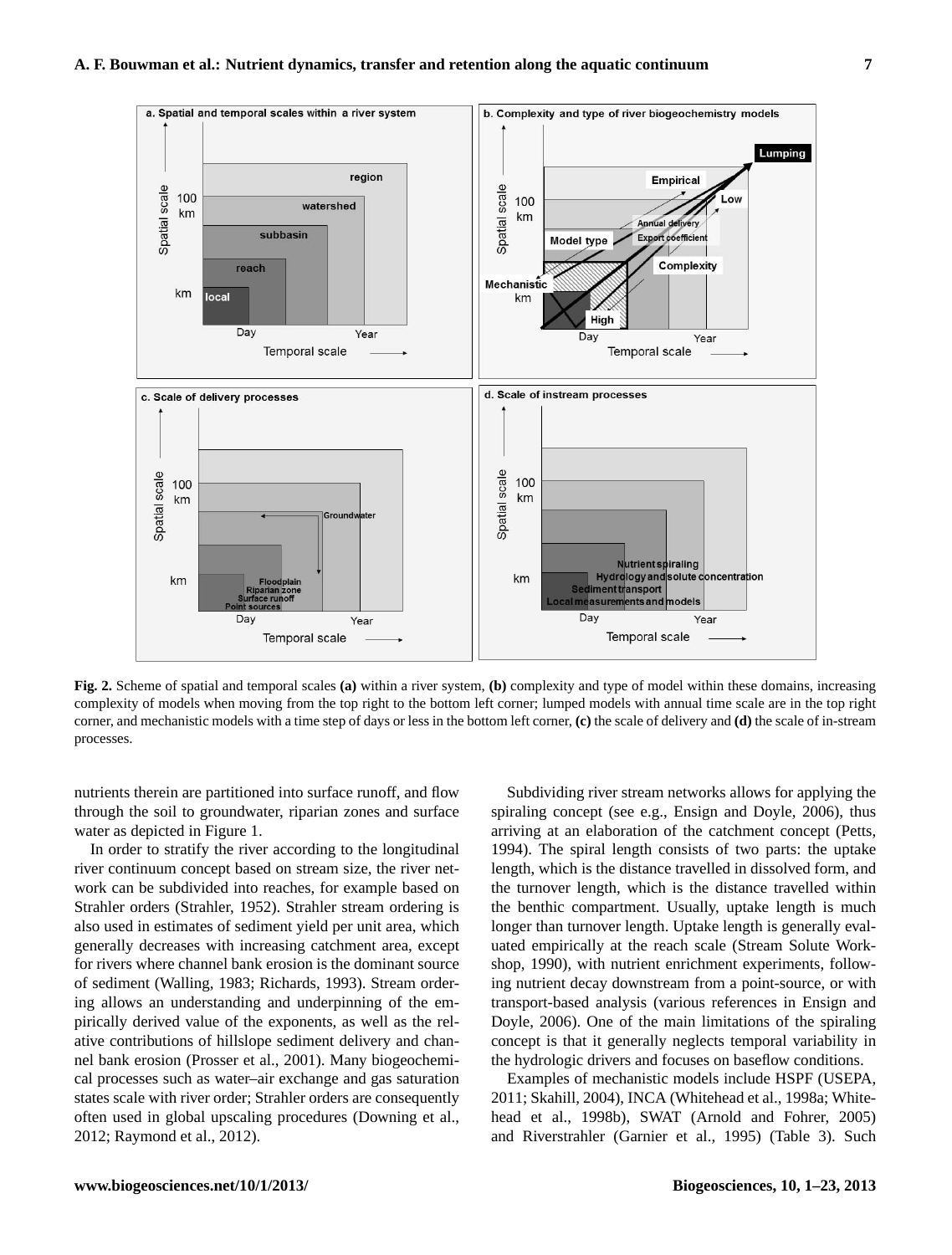**Fig. 2.** Scheme of spatial and temporal scales **(a)** within a river system, **(b)** complexity and type of model within these domains, increasing complexity of models when moving from the top right to the bottom left corner; lumped models with annual time scale are in the top right corner, and mechanistic models with a time step of days or less in the bottom left corner, **(c)** the scale of delivery and **(d)** the scale of in-stream processes.

nutrients therein are partitioned into surface runoff, and flow through the soil to groundwater, riparian zones and surface water as depicted in Figure 1.

In order to stratify the river according to the longitudinal river continuum concept based on stream size, the river network can be subdivided into reaches, for example based on Strahler orders (Strahler, 1952). Strahler stream ordering is also used in estimates of sediment yield per unit area, which generally decreases with increasing catchment area, except for rivers where channel bank erosion is the dominant source of sediment (Walling, 1983; Richards, 1993). Stream ordering allows an understanding and underpinning of the empirically derived value of the exponents, as well as the relative contributions of hillslope sediment delivery and channel bank erosion (Prosser et al., 2001). Many biogeochemical processes such as water–air exchange and gas saturation states scale with river order; Strahler orders are consequently often used in global upscaling procedures (Downing et al., 2012; Raymond et al., 2012).

Subdividing river stream networks allows for applying the spiraling concept (see e.g., Ensign and Doyle, 2006), thus arriving at an elaboration of the catchment concept (Petts, 1994). The spiral length consists of two parts: the uptake length, which is the distance travelled in dissolved form, and the turnover length, which is the distance travelled within the benthic compartment. Usually, uptake length is much longer than turnover length. Uptake length is generally evaluated empirically at the reach scale (Stream Solute Workshop, 1990), with nutrient enrichment experiments, following nutrient decay downstream from a point-source, or with transport-based analysis (various references in Ensign and Doyle, 2006). One of the main limitations of the spiraling concept is that it generally neglects temporal variability in the hydrologic drivers and focuses on baseflow conditions.

Examples of mechanistic models include HSPF (USEPA, 2011; Skahill, 2004), INCA (Whitehead et al., 1998a; Whitehead et al., 1998b), SWAT (Arnold and Fohrer, 2005) and Riverstrahler (Garnier et al., 1995) (Table 3). Such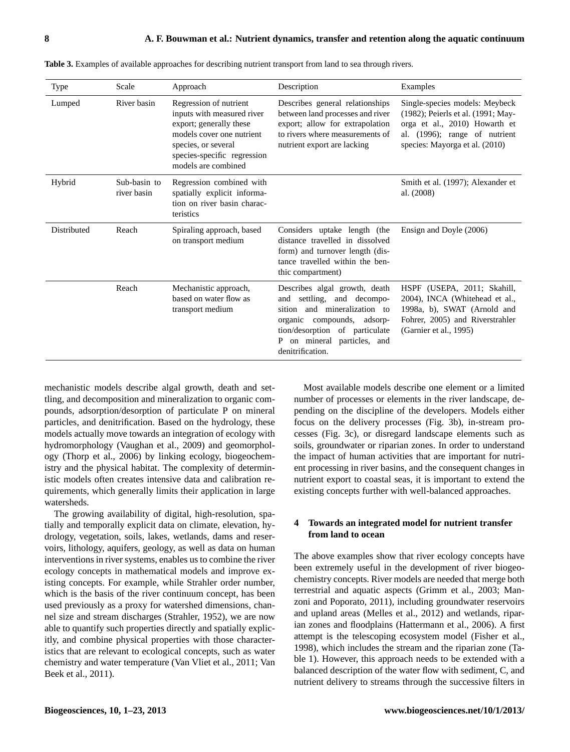**Table 3.** Examples of available approaches for describing nutrient transport from land to sea through rivers.

| Type | Scale | Approach | Description | Examples |
|---|---|---|---|---|
| Lumped | River basin | Regression of nutrient inputs with measured river export; generally these models cover one nutrient species, or several species-specific regression models are combined | Describes general relationships between land processes and river export; allow for extrapolation to rivers where measurements of nutrient export are lacking | Single-species models: Meybeck (1982); Peierls et al. (1991; Mayorga et al., 2010) Howarth et al. (1996); range of nutrient species: Mayorga et al. (2010) |
| Hybrid | Sub-basin to river basin | Regression combined with spatially explicit information on river basin characteristics | | Smith et al. (1997); Alexander et al. (2008) |
| Distributed | Reach | Spiraling approach, based on transport medium | Considers uptake length (the distance travelled in dissolved form) and turnover length (distance travelled within the benthic compartment) | Ensign and Doyle (2006) |
| | Reach | Mechanistic approach, based on water flow as transport medium | Describes algal growth, death and settling, and decomposition and mineralization to organic compounds, adsorption/desorption of particulate P on mineral particles, and denitrification. | HSPF (USEPA, 2011; Skahill, 2004), INCA (Whitehead et al., 1998a, b), SWAT (Arnold and Fohrer, 2005) and Riverstrahler (Garnier et al., 1995) |

mechanistic models describe algal growth, death and settling, and decomposition and mineralization to organic compounds, adsorption/desorption of particulate P on mineral particles, and denitrification. Based on the hydrology, these models actually move towards an integration of ecology with hydromorphology (Vaughan et al., 2009) and geomorphology (Thorp et al., 2006) by linking ecology, biogeochemistry and the physical habitat. The complexity of deterministic models often creates intensive data and calibration requirements, which generally limits their application in large watersheds.

The growing availability of digital, high-resolution, spatially and temporally explicit data on climate, elevation, hydrology, vegetation, soils, lakes, wetlands, dams and reservoirs, lithology, aquifers, geology, as well as data on human interventions in river systems, enables us to combine the river ecology concepts in mathematical models and improve existing concepts. For example, while Strahler order number, which is the basis of the river continuum concept, has been used previously as a proxy for watershed dimensions, channel size and stream discharges (Strahler, 1952), we are now able to quantify such properties directly and spatially explicitly, and combine physical properties with those characteristics that are relevant to ecological concepts, such as water chemistry and water temperature (Van Vliet et al., 2011; Van Beek et al., 2011).

Most available models describe one element or a limited number of processes or elements in the river landscape, depending on the discipline of the developers. Models either focus on the delivery processes (Fig. 3b), in-stream processes (Fig. 3c), or disregard landscape elements such as soils, groundwater or riparian zones. In order to understand the impact of human activities that are important for nutrient processing in river basins, and the consequent changes in nutrient export to coastal seas, it is important to extend the existing concepts further with well-balanced approaches.

## 4 Towards an integrated model for nutrient transfer from land to ocean

The above examples show that river ecology concepts have been extremely useful in the development of river biogeochemistry concepts. River models are needed that merge both terrestrial and aquatic aspects (Grimm et al., 2003; Manzoni and Poporato, 2011), including groundwater reservoirs and upland areas (Melles et al., 2012) and wetlands, riparian zones and floodplains (Hattermann et al., 2006). A first attempt is the telescoping ecosystem model (Fisher et al., 1998), which includes the stream and the riparian zone (Table 1). However, this approach needs to be extended with a balanced description of the water flow with sediment, C, and nutrient delivery to streams through the successive filters in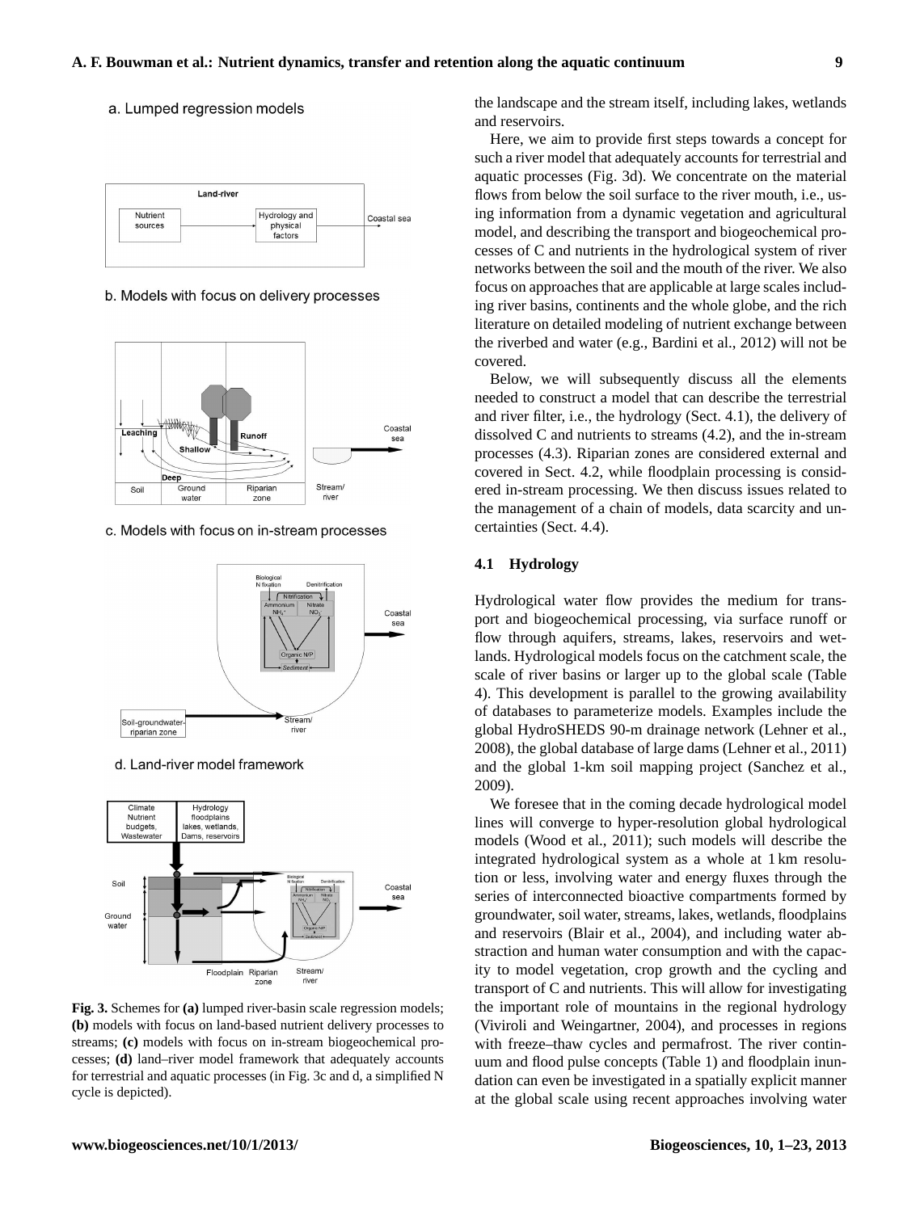a. Lumped regression models

Land-river

Nutrient sources → Hydrology and physical factors → Coastal sea

b. Models with focus on delivery processes

Leaching, Runoff, Shallow, Deep, Soil, Ground water, Riparian zone, Stream/river, Coastal sea

c. Models with focus on in-stream processes

Biological N fixation, Denitrification, Nitrification, Ammonium $NH_4^+$, Nitrate $NO_3^-$, Organic N/P, Sediment, Soil-groundwater-riparian zone, Stream/river, Coastal sea

d. Land-river model framework

Climate, Nutrient budgets, Wastewater; Hydrology floodplains lakes, wetlands, Dams, reservoirs; Soil, Ground water, Floodplain, Riparian zone, Stream/river, Coastal sea

**Fig. 3.** Schemes for **(a)** lumped river-basin scale regression models; **(b)** models with focus on land-based nutrient delivery processes to streams; **(c)** models with focus on in-stream biogeochemical processes; **(d)** land–river model framework that adequately accounts for terrestrial and aquatic processes (in Fig. 3c and d, a simplified N cycle is depicted).

the landscape and the stream itself, including lakes, wetlands and reservoirs.

Here, we aim to provide first steps towards a concept for such a river model that adequately accounts for terrestrial and aquatic processes (Fig. 3d). We concentrate on the material flows from below the soil surface to the river mouth, i.e., using information from a dynamic vegetation and agricultural model, and describing the transport and biogeochemical processes of C and nutrients in the hydrological system of river networks between the soil and the mouth of the river. We also focus on approaches that are applicable at large scales including river basins, continents and the whole globe, and the rich literature on detailed modeling of nutrient exchange between the riverbed and water (e.g., Bardini et al., 2012) will not be covered.

Below, we will subsequently discuss all the elements needed to construct a model that can describe the terrestrial and river filter, i.e., the hydrology (Sect. 4.1), the delivery of dissolved C and nutrients to streams (4.2), and the in-stream processes (4.3). Riparian zones are considered external and covered in Sect. 4.2, while floodplain processing is considered in-stream processing. We then discuss issues related to the management of a chain of models, data scarcity and uncertainties (Sect. 4.4).

### 4.1 Hydrology

Hydrological water flow provides the medium for transport and biogeochemical processing, via surface runoff or flow through aquifers, streams, lakes, reservoirs and wetlands. Hydrological models focus on the catchment scale, the scale of river basins or larger up to the global scale (Table 4). This development is parallel to the growing availability of databases to parameterize models. Examples include the global HydroSHEDS 90-m drainage network (Lehner et al., 2008), the global database of large dams (Lehner et al., 2011) and the global 1-km soil mapping project (Sanchez et al., 2009).

We foresee that in the coming decade hydrological model lines will converge to hyper-resolution global hydrological models (Wood et al., 2011); such models will describe the integrated hydrological system as a whole at 1 km resolution or less, involving water and energy fluxes through the series of interconnected bioactive compartments formed by groundwater, soil water, streams, lakes, wetlands, floodplains and reservoirs (Blair et al., 2004), and including water abstraction and human water consumption and with the capacity to model vegetation, crop growth and the cycling and transport of C and nutrients. This will allow for investigating the important role of mountains in the regional hydrology (Viviroli and Weingartner, 2004), and processes in regions with freeze–thaw cycles and permafrost. The river continuum and flood pulse concepts (Table 1) and floodplain inundation can even be investigated in a spatially explicit manner at the global scale using recent approaches involving water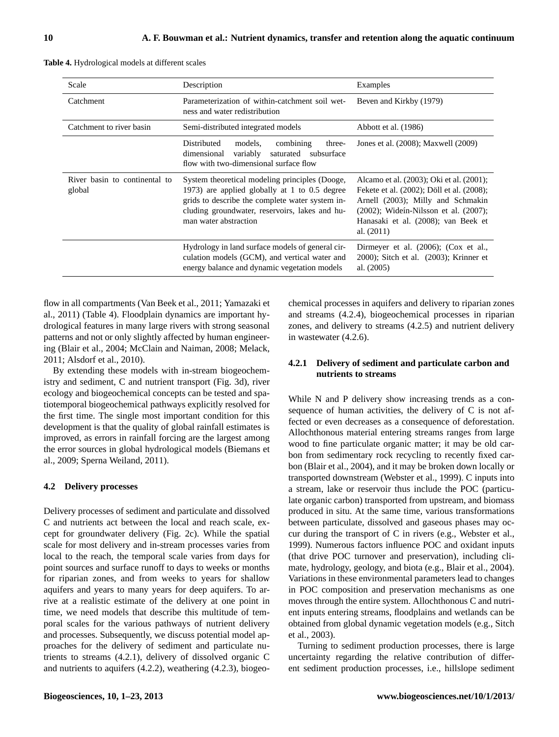**Table 4.** Hydrological models at different scales

| Scale | Description | Examples |
|---|---|---|
| Catchment | Parameterization of within-catchment soil wetness and water redistribution | Beven and Kirkby (1979) |
| Catchment to river basin | Semi-distributed integrated models | Abbott et al. (1986) |
| | Distributed models, combining three-dimensional variably saturated subsurface flow with two-dimensional surface flow | Jones et al. (2008); Maxwell (2009) |
| River basin to continental to global | System theoretical modeling principles (Dooge, 1973) are applied globally at 1 to 0.5 degree grids to describe the complete water system including groundwater, reservoirs, lakes and human water abstraction | Alcamo et al. (2003); Oki et al. (2001); Fekete et al. (2002); Döll et al. (2008); Arnell (2003); Milly and Schmakin (2002); Wideín-Nilsson et al. (2007); Hanasaki et al. (2008); van Beek et al. (2011) |
| | Hydrology in land surface models of general circulation models (GCM), and vertical water and energy balance and dynamic vegetation models | Dirmeyer et al. (2006); (Cox et al., 2000); Sitch et al. (2003); Krinner et al. (2005) |

flow in all compartments (Van Beek et al., 2011; Yamazaki et al., 2011) (Table 4). Floodplain dynamics are important hydrological features in many large rivers with strong seasonal patterns and not or only slightly affected by human engineering (Blair et al., 2004; McClain and Naiman, 2008; Melack, 2011; Alsdorf et al., 2010).

By extending these models with in-stream biogeochemistry and sediment, C and nutrient transport (Fig. 3d), river ecology and biogeochemical concepts can be tested and spatiotemporal biogeochemical pathways explicitly resolved for the first time. The single most important condition for this development is that the quality of global rainfall estimates is improved, as errors in rainfall forcing are the largest among the error sources in global hydrological models (Biemans et al., 2009; Sperna Weiland, 2011).

### 4.2 Delivery processes

Delivery processes of sediment and particulate and dissolved C and nutrients act between the local and reach scale, except for groundwater delivery (Fig. 2c). While the spatial scale for most delivery and in-stream processes varies from local to the reach, the temporal scale varies from days for point sources and surface runoff to days to weeks or months for riparian zones, and from weeks to years for shallow aquifers and years to many years for deep aquifers. To arrive at a realistic estimate of the delivery at one point in time, we need models that describe this multitude of temporal scales for the various pathways of nutrient delivery and processes. Subsequently, we discuss potential model approaches for the delivery of sediment and particulate nutrients to streams (4.2.1), delivery of dissolved organic C and nutrients to aquifers (4.2.2), weathering (4.2.3), biogeochemical processes in aquifers and delivery to riparian zones and streams (4.2.4), biogeochemical processes in riparian zones, and delivery to streams (4.2.5) and nutrient delivery in wastewater (4.2.6).

#### 4.2.1 Delivery of sediment and particulate carbon and nutrients to streams

While N and P delivery show increasing trends as a consequence of human activities, the delivery of C is not affected or even decreases as a consequence of deforestation. Allochthonous material entering streams ranges from large wood to fine particulate organic matter; it may be old carbon from sedimentary rock recycling to recently fixed carbon (Blair et al., 2004), and it may be broken down locally or transported downstream (Webster et al., 1999). C inputs into a stream, lake or reservoir thus include the POC (particulate organic carbon) transported from upstream, and biomass produced in situ. At the same time, various transformations between particulate, dissolved and gaseous phases may occur during the transport of C in rivers (e.g., Webster et al., 1999). Numerous factors influence POC and oxidant inputs (that drive POC turnover and preservation), including climate, hydrology, geology, and biota (e.g., Blair et al., 2004). Variations in these environmental parameters lead to changes in POC composition and preservation mechanisms as one moves through the entire system. Allochthonous C and nutrient inputs entering streams, floodplains and wetlands can be obtained from global dynamic vegetation models (e.g., Sitch et al., 2003).

Turning to sediment production processes, there is large uncertainty regarding the relative contribution of different sediment production processes, i.e., hillslope sediment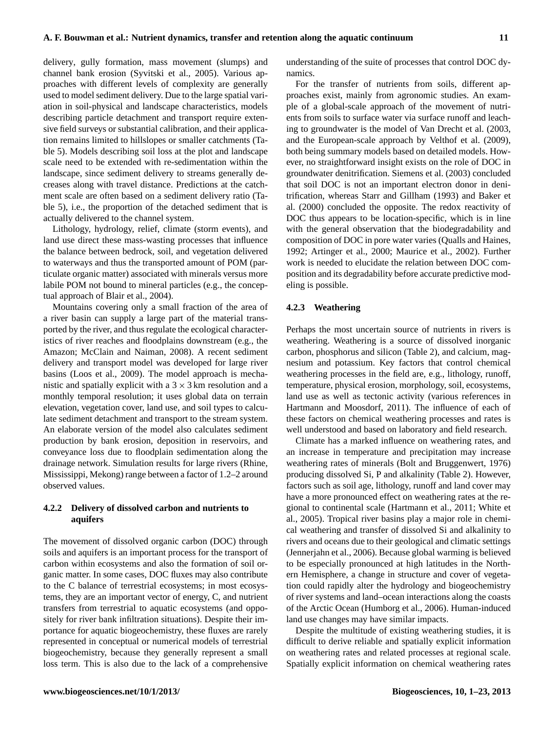delivery, gully formation, mass movement (slumps) and channel bank erosion (Syvitski et al., 2005). Various approaches with different levels of complexity are generally used to model sediment delivery. Due to the large spatial variation in soil-physical and landscape characteristics, models describing particle detachment and transport require extensive field surveys or substantial calibration, and their application remains limited to hillslopes or smaller catchments (Table 5). Models describing soil loss at the plot and landscape scale need to be extended with re-sedimentation within the landscape, since sediment delivery to streams generally decreases along with travel distance. Predictions at the catchment scale are often based on a sediment delivery ratio (Table 5), i.e., the proportion of the detached sediment that is actually delivered to the channel system.

Lithology, hydrology, relief, climate (storm events), and land use direct these mass-wasting processes that influence the balance between bedrock, soil, and vegetation delivered to waterways and thus the transported amount of POM (particulate organic matter) associated with minerals versus more labile POM not bound to mineral particles (e.g., the conceptual approach of Blair et al., 2004).

Mountains covering only a small fraction of the area of a river basin can supply a large part of the material transported by the river, and thus regulate the ecological characteristics of river reaches and floodplains downstream (e.g., the Amazon; McClain and Naiman, 2008). A recent sediment delivery and transport model was developed for large river basins (Loos et al., 2009). The model approach is mechanistic and spatially explicit with a $3 \times 3$ km resolution and a monthly temporal resolution; it uses global data on terrain elevation, vegetation cover, land use, and soil types to calculate sediment detachment and transport to the stream system. An elaborate version of the model also calculates sediment production by bank erosion, deposition in reservoirs, and conveyance loss due to floodplain sedimentation along the drainage network. Simulation results for large rivers (Rhine, Mississippi, Mekong) range between a factor of 1.2–2 around observed values.

#### 4.2.2 Delivery of dissolved carbon and nutrients to aquifers

The movement of dissolved organic carbon (DOC) through soils and aquifers is an important process for the transport of carbon within ecosystems and also the formation of soil organic matter. In some cases, DOC fluxes may also contribute to the C balance of terrestrial ecosystems; in most ecosystems, they are an important vector of energy, C, and nutrient transfers from terrestrial to aquatic ecosystems (and oppositely for river bank infiltration situations). Despite their importance for aquatic biogeochemistry, these fluxes are rarely represented in conceptual or numerical models of terrestrial biogeochemistry, because they generally represent a small loss term. This is also due to the lack of a comprehensive understanding of the suite of processes that control DOC dynamics.

For the transfer of nutrients from soils, different approaches exist, mainly from agronomic studies. An example of a global-scale approach of the movement of nutrients from soils to surface water via surface runoff and leaching to groundwater is the model of Van Drecht et al. (2003, and the European-scale approach by Velthof et al. (2009), both being summary models based on detailed models. However, no straightforward insight exists on the role of DOC in groundwater denitrification. Siemens et al. (2003) concluded that soil DOC is not an important electron donor in denitrification, whereas Starr and Gillham (1993) and Baker et al. (2000) concluded the opposite. The redox reactivity of DOC thus appears to be location-specific, which is in line with the general observation that the biodegradability and composition of DOC in pore water varies (Qualls and Haines, 1992; Artinger et al., 2000; Maurice et al., 2002). Further work is needed to elucidate the relation between DOC composition and its degradability before accurate predictive modeling is possible.

#### 4.2.3 Weathering

Perhaps the most uncertain source of nutrients in rivers is weathering. Weathering is a source of dissolved inorganic carbon, phosphorus and silicon (Table 2), and calcium, magnesium and potassium. Key factors that control chemical weathering processes in the field are, e.g., lithology, runoff, temperature, physical erosion, morphology, soil, ecosystems, land use as well as tectonic activity (various references in Hartmann and Moosdorf, 2011). The influence of each of these factors on chemical weathering processes and rates is well understood and based on laboratory and field research.

Climate has a marked influence on weathering rates, and an increase in temperature and precipitation may increase weathering rates of minerals (Bolt and Bruggenwert, 1976) producing dissolved Si, P and alkalinity (Table 2). However, factors such as soil age, lithology, runoff and land cover may have a more pronounced effect on weathering rates at the regional to continental scale (Hartmann et al., 2011; White et al., 2005). Tropical river basins play a major role in chemical weathering and transfer of dissolved Si and alkalinity to rivers and oceans due to their geological and climatic settings (Jennerjahn et al., 2006). Because global warming is believed to be especially pronounced at high latitudes in the Northern Hemisphere, a change in structure and cover of vegetation could rapidly alter the hydrology and biogeochemistry of river systems and land–ocean interactions along the coasts of the Arctic Ocean (Humborg et al., 2006). Human-induced land use changes may have similar impacts.

Despite the multitude of existing weathering studies, it is difficult to derive reliable and spatially explicit information on weathering rates and related processes at regional scale. Spatially explicit information on chemical weathering rates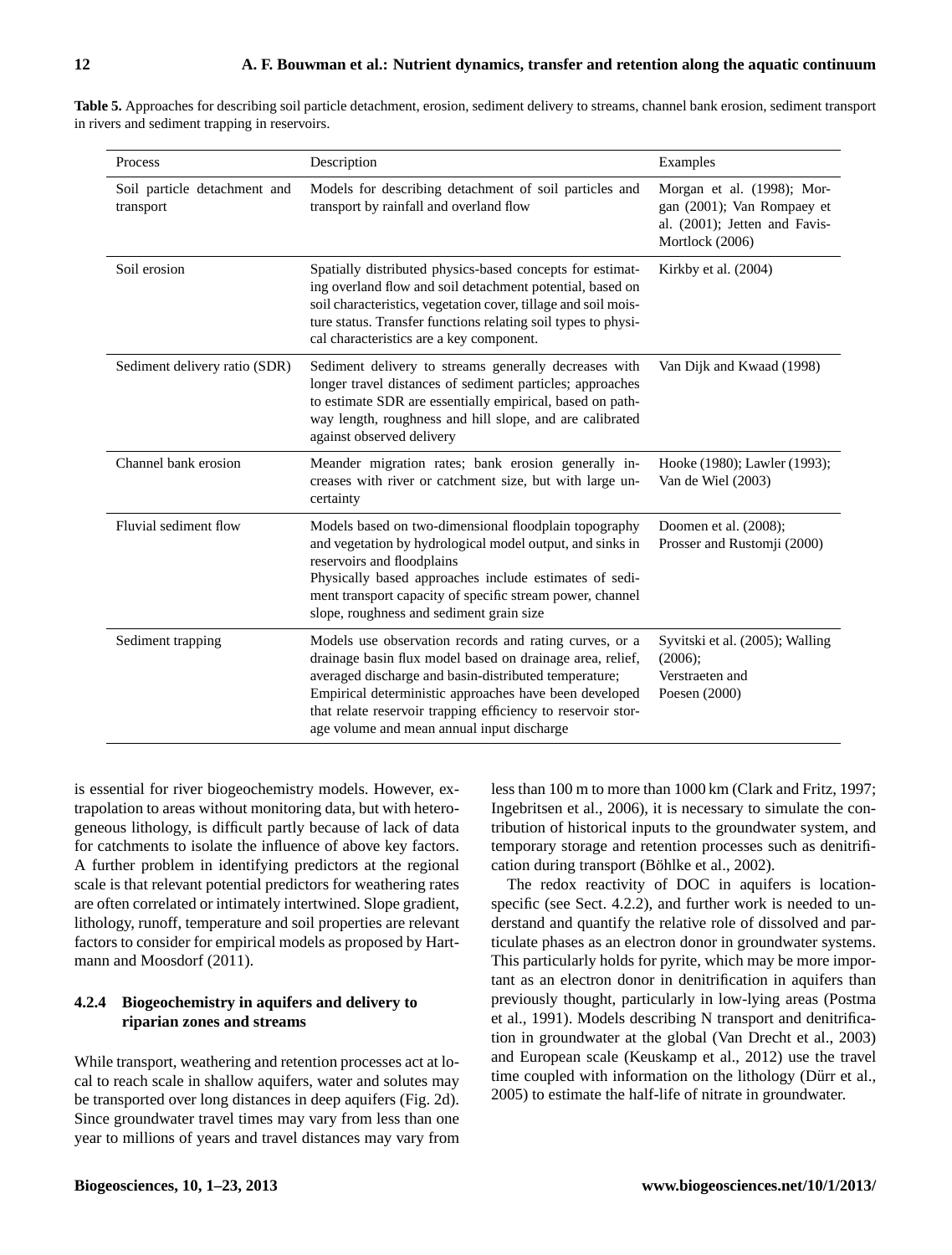**Table 5.** Approaches for describing soil particle detachment, erosion, sediment delivery to streams, channel bank erosion, sediment transport in rivers and sediment trapping in reservoirs.

| Process | Description | Examples |
|---|---|---|
| Soil particle detachment and transport | Models for describing detachment of soil particles and transport by rainfall and overland flow | Morgan et al. (1998); Morgan (2001); Van Rompaey et al. (2001); Jetten and Favis-Mortlock (2006) |
| Soil erosion | Spatially distributed physics-based concepts for estimating overland flow and soil detachment potential, based on soil characteristics, vegetation cover, tillage and soil moisture status. Transfer functions relating soil types to physical characteristics are a key component. | Kirkby et al. (2004) |
| Sediment delivery ratio (SDR) | Sediment delivery to streams generally decreases with longer travel distances of sediment particles; approaches to estimate SDR are essentially empirical, based on pathway length, roughness and hill slope, and are calibrated against observed delivery | Van Dijk and Kwaad (1998) |
| Channel bank erosion | Meander migration rates; bank erosion generally increases with river or catchment size, but with large uncertainty | Hooke (1980); Lawler (1993); Van de Wiel (2003) |
| Fluvial sediment flow | Models based on two-dimensional floodplain topography and vegetation by hydrological model output, and sinks in reservoirs and floodplains<br>Physically based approaches include estimates of sediment transport capacity of specific stream power, channel slope, roughness and sediment grain size | Doomen et al. (2008); Prosser and Rustomji (2000) |
| Sediment trapping | Models use observation records and rating curves, or a drainage basin flux model based on drainage area, relief, averaged discharge and basin-distributed temperature;<br>Empirical deterministic approaches have been developed that relate reservoir trapping efficiency to reservoir storage volume and mean annual input discharge | Syvitski et al. (2005); Walling (2006);<br>Verstraeten and Poesen (2000) |

is essential for river biogeochemistry models. However, extrapolation to areas without monitoring data, but with heterogeneous lithology, is difficult partly because of lack of data for catchments to isolate the influence of above key factors. A further problem in identifying predictors at the regional scale is that relevant potential predictors for weathering rates are often correlated or intimately intertwined. Slope gradient, lithology, runoff, temperature and soil properties are relevant factors to consider for empirical models as proposed by Hartmann and Moosdorf (2011).

#### 4.2.4 Biogeochemistry in aquifers and delivery to riparian zones and streams

While transport, weathering and retention processes act at local to reach scale in shallow aquifers, water and solutes may be transported over long distances in deep aquifers (Fig. 2d). Since groundwater travel times may vary from less than one year to millions of years and travel distances may vary from less than 100 m to more than 1000 km (Clark and Fritz, 1997; Ingebritsen et al., 2006), it is necessary to simulate the contribution of historical inputs to the groundwater system, and temporary storage and retention processes such as denitrification during transport (Böhlke et al., 2002).

The redox reactivity of DOC in aquifers is location-specific (see Sect. 4.2.2), and further work is needed to understand and quantify the relative role of dissolved and particulate phases as an electron donor in groundwater systems. This particularly holds for pyrite, which may be more important as an electron donor in denitrification in aquifers than previously thought, particularly in low-lying areas (Postma et al., 1991). Models describing N transport and denitrification in groundwater at the global (Van Drecht et al., 2003) and European scale (Keuskamp et al., 2012) use the travel time coupled with information on the lithology (Dürr et al., 2005) to estimate the half-life of nitrate in groundwater.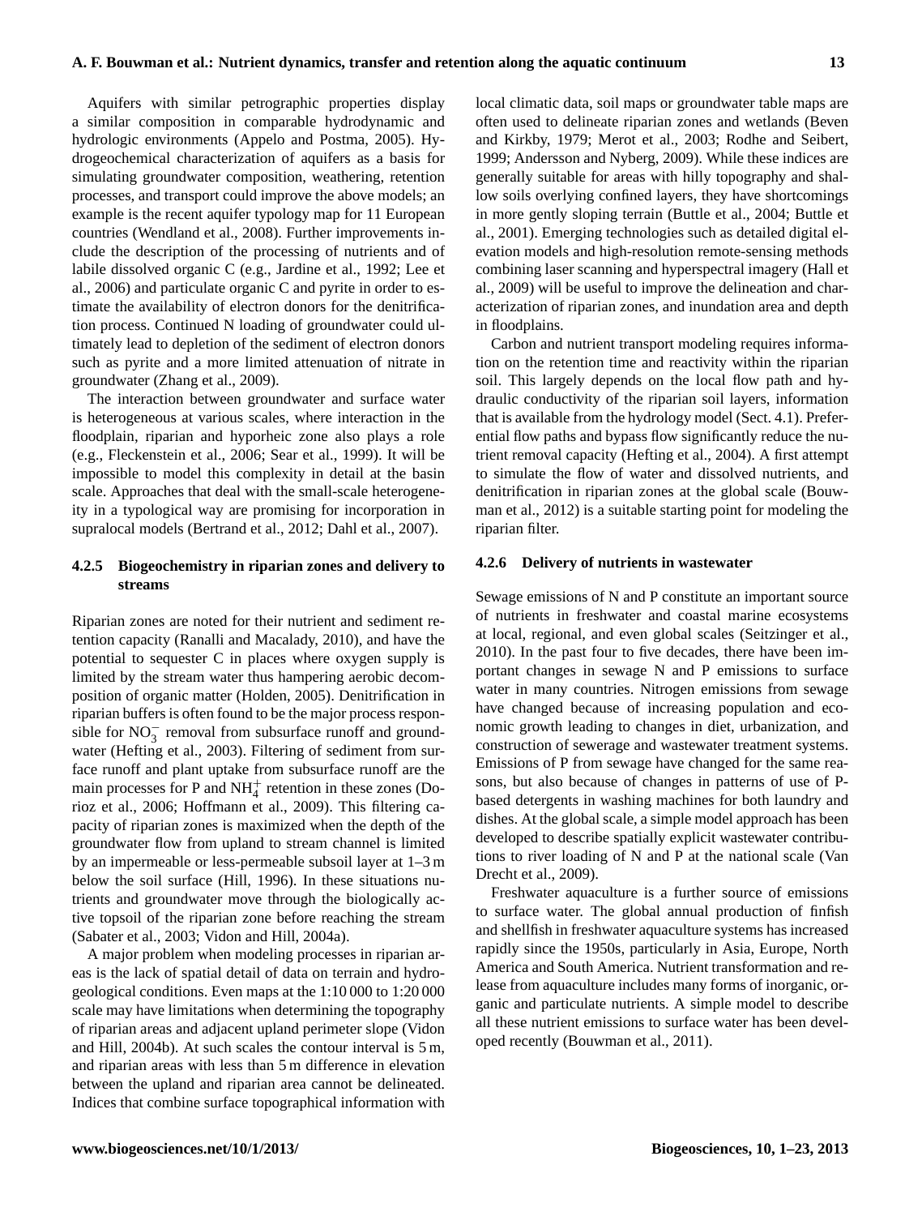Aquifers with similar petrographic properties display a similar composition in comparable hydrodynamic and hydrologic environments (Appelo and Postma, 2005). Hydrogeochemical characterization of aquifers as a basis for simulating groundwater composition, weathering, retention processes, and transport could improve the above models; an example is the recent aquifer typology map for 11 European countries (Wendland et al., 2008). Further improvements include the description of the processing of nutrients and of labile dissolved organic C (e.g., Jardine et al., 1992; Lee et al., 2006) and particulate organic C and pyrite in order to estimate the availability of electron donors for the denitrification process. Continued N loading of groundwater could ultimately lead to depletion of the sediment of electron donors such as pyrite and a more limited attenuation of nitrate in groundwater (Zhang et al., 2009).

The interaction between groundwater and surface water is heterogeneous at various scales, where interaction in the floodplain, riparian and hyporheic zone also plays a role (e.g., Fleckenstein et al., 2006; Sear et al., 1999). It will be impossible to model this complexity in detail at the basin scale. Approaches that deal with the small-scale heterogeneity in a typological way are promising for incorporation in supralocal models (Bertrand et al., 2012; Dahl et al., 2007).

### 4.2.5 Biogeochemistry in riparian zones and delivery to streams

Riparian zones are noted for their nutrient and sediment retention capacity (Ranalli and Macalady, 2010), and have the potential to sequester C in places where oxygen supply is limited by the stream water thus hampering aerobic decomposition of organic matter (Holden, 2005). Denitrification in riparian buffers is often found to be the major process responsible for $NO_3^-$ removal from subsurface runoff and groundwater (Hefting et al., 2003). Filtering of sediment from surface runoff and plant uptake from subsurface runoff are the main processes for P and $NH_4^+$ retention in these zones (Dorioz et al., 2006; Hoffmann et al., 2009). This filtering capacity of riparian zones is maximized when the depth of the groundwater flow from upland to stream channel is limited by an impermeable or less-permeable subsoil layer at 1–3 m below the soil surface (Hill, 1996). In these situations nutrients and groundwater move through the biologically active topsoil of the riparian zone before reaching the stream (Sabater et al., 2003; Vidon and Hill, 2004a).

A major problem when modeling processes in riparian areas is the lack of spatial detail of data on terrain and hydrogeological conditions. Even maps at the 1:10 000 to 1:20 000 scale may have limitations when determining the topography of riparian areas and adjacent upland perimeter slope (Vidon and Hill, 2004b). At such scales the contour interval is 5 m, and riparian areas with less than 5 m difference in elevation between the upland and riparian area cannot be delineated. Indices that combine surface topographical information with local climatic data, soil maps or groundwater table maps are often used to delineate riparian zones and wetlands (Beven and Kirkby, 1979; Merot et al., 2003; Rodhe and Seibert, 1999; Andersson and Nyberg, 2009). While these indices are generally suitable for areas with hilly topography and shallow soils overlying confined layers, they have shortcomings in more gently sloping terrain (Buttle et al., 2004; Buttle et al., 2001). Emerging technologies such as detailed digital elevation models and high-resolution remote-sensing methods combining laser scanning and hyperspectral imagery (Hall et al., 2009) will be useful to improve the delineation and characterization of riparian zones, and inundation area and depth in floodplains.

Carbon and nutrient transport modeling requires information on the retention time and reactivity within the riparian soil. This largely depends on the local flow path and hydraulic conductivity of the riparian soil layers, information that is available from the hydrology model (Sect. 4.1). Preferential flow paths and bypass flow significantly reduce the nutrient removal capacity (Hefting et al., 2004). A first attempt to simulate the flow of water and dissolved nutrients, and denitrification in riparian zones at the global scale (Bouwman et al., 2012) is a suitable starting point for modeling the riparian filter.

### 4.2.6 Delivery of nutrients in wastewater

Sewage emissions of N and P constitute an important source of nutrients in freshwater and coastal marine ecosystems at local, regional, and even global scales (Seitzinger et al., 2010). In the past four to five decades, there have been important changes in sewage N and P emissions to surface water in many countries. Nitrogen emissions from sewage have changed because of increasing population and economic growth leading to changes in diet, urbanization, and construction of sewerage and wastewater treatment systems. Emissions of P from sewage have changed for the same reasons, but also because of changes in patterns of use of P-based detergents in washing machines for both laundry and dishes. At the global scale, a simple model approach has been developed to describe spatially explicit wastewater contributions to river loading of N and P at the national scale (Van Drecht et al., 2009).

Freshwater aquaculture is a further source of emissions to surface water. The global annual production of finfish and shellfish in freshwater aquaculture systems has increased rapidly since the 1950s, particularly in Asia, Europe, North America and South America. Nutrient transformation and release from aquaculture includes many forms of inorganic, organic and particulate nutrients. A simple model to describe all these nutrient emissions to surface water has been developed recently (Bouwman et al., 2011).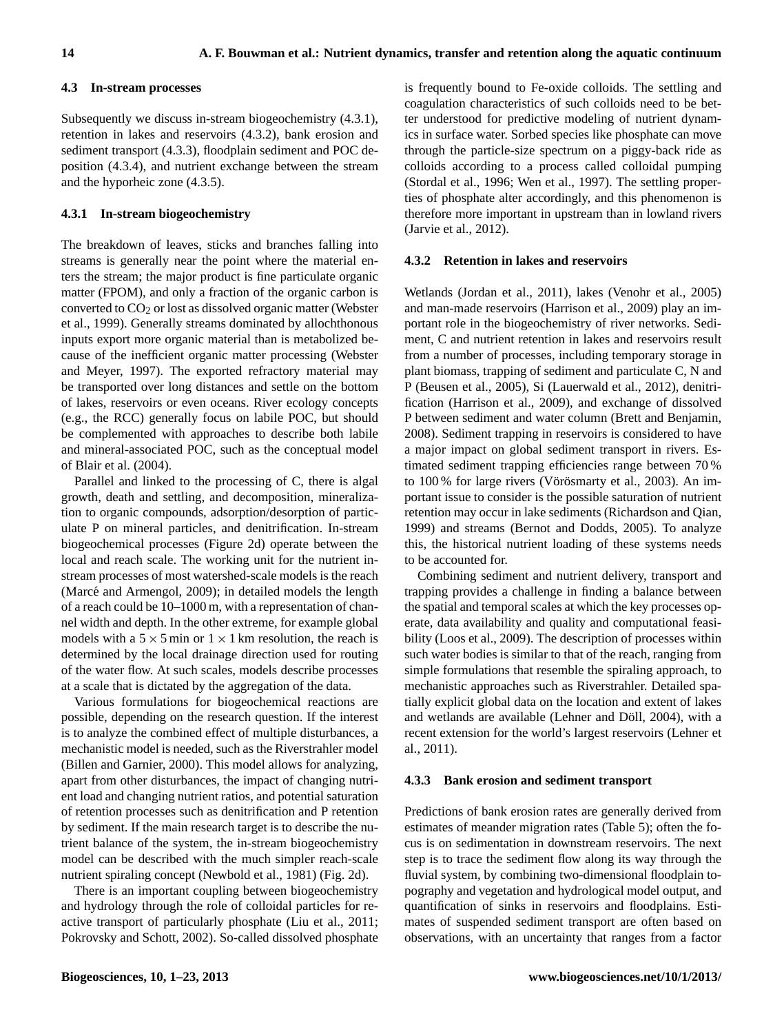### 4.3 In-stream processes

Subsequently we discuss in-stream biogeochemistry (4.3.1), retention in lakes and reservoirs (4.3.2), bank erosion and sediment transport (4.3.3), floodplain sediment and POC deposition (4.3.4), and nutrient exchange between the stream and the hyporheic zone (4.3.5).

#### 4.3.1 In-stream biogeochemistry

The breakdown of leaves, sticks and branches falling into streams is generally near the point where the material enters the stream; the major product is fine particulate organic matter (FPOM), and only a fraction of the organic carbon is converted to $CO_2$ or lost as dissolved organic matter (Webster et al., 1999). Generally streams dominated by allochthonous inputs export more organic material than is metabolized because of the inefficient organic matter processing (Webster and Meyer, 1997). The exported refractory material may be transported over long distances and settle on the bottom of lakes, reservoirs or even oceans. River ecology concepts (e.g., the RCC) generally focus on labile POC, but should be complemented with approaches to describe both labile and mineral-associated POC, such as the conceptual model of Blair et al. (2004).

Parallel and linked to the processing of C, there is algal growth, death and settling, and decomposition, mineralization to organic compounds, adsorption/desorption of particulate P on mineral particles, and denitrification. In-stream biogeochemical processes (Figure 2d) operate between the local and reach scale. The working unit for the nutrient in-stream processes of most watershed-scale models is the reach (Marcé and Armengol, 2009); in detailed models the length of a reach could be 10–1000 m, with a representation of channel width and depth. In the other extreme, for example global models with a $5 \times 5$ min or $1 \times 1$ km resolution, the reach is determined by the local drainage direction used for routing of the water flow. At such scales, models describe processes at a scale that is dictated by the aggregation of the data.

Various formulations for biogeochemical reactions are possible, depending on the research question. If the interest is to analyze the combined effect of multiple disturbances, a mechanistic model is needed, such as the Riverstrahler model (Billen and Garnier, 2000). This model allows for analyzing, apart from other disturbances, the impact of changing nutrient load and changing nutrient ratios, and potential saturation of retention processes such as denitrification and P retention by sediment. If the main research target is to describe the nutrient balance of the system, the in-stream biogeochemistry model can be described with the much simpler reach-scale nutrient spiraling concept (Newbold et al., 1981) (Fig. 2d).

There is an important coupling between biogeochemistry and hydrology through the role of colloidal particles for reactive transport of particularly phosphate (Liu et al., 2011; Pokrovsky and Schott, 2002). So-called dissolved phosphate is frequently bound to Fe-oxide colloids. The settling and coagulation characteristics of such colloids need to be better understood for predictive modeling of nutrient dynamics in surface water. Sorbed species like phosphate can move through the particle-size spectrum on a piggy-back ride as colloids according to a process called colloidal pumping (Stordal et al., 1996; Wen et al., 1997). The settling properties of phosphate alter accordingly, and this phenomenon is therefore more important in upstream than in lowland rivers (Jarvie et al., 2012).

#### 4.3.2 Retention in lakes and reservoirs

Wetlands (Jordan et al., 2011), lakes (Venohr et al., 2005) and man-made reservoirs (Harrison et al., 2009) play an important role in the biogeochemistry of river networks. Sediment, C and nutrient retention in lakes and reservoirs result from a number of processes, including temporary storage in plant biomass, trapping of sediment and particulate C, N and P (Beusen et al., 2005), Si (Lauerwald et al., 2012), denitrification (Harrison et al., 2009), and exchange of dissolved P between sediment and water column (Brett and Benjamin, 2008). Sediment trapping in reservoirs is considered to have a major impact on global sediment transport in rivers. Estimated sediment trapping efficiencies range between 70 % to 100 % for large rivers (Vörösmarty et al., 2003). An important issue to consider is the possible saturation of nutrient retention may occur in lake sediments (Richardson and Qian, 1999) and streams (Bernot and Dodds, 2005). To analyze this, the historical nutrient loading of these systems needs to be accounted for.

Combining sediment and nutrient delivery, transport and trapping provides a challenge in finding a balance between the spatial and temporal scales at which the key processes operate, data availability and quality and computational feasibility (Loos et al., 2009). The description of processes within such water bodies is similar to that of the reach, ranging from simple formulations that resemble the spiraling approach, to mechanistic approaches such as Riverstrahler. Detailed spatially explicit global data on the location and extent of lakes and wetlands are available (Lehner and Döll, 2004), with a recent extension for the world's largest reservoirs (Lehner et al., 2011).

#### 4.3.3 Bank erosion and sediment transport

Predictions of bank erosion rates are generally derived from estimates of meander migration rates (Table 5); often the focus is on sedimentation in downstream reservoirs. The next step is to trace the sediment flow along its way through the fluvial system, by combining two-dimensional floodplain topography and vegetation and hydrological model output, and quantification of sinks in reservoirs and floodplains. Estimates of suspended sediment transport are often based on observations, with an uncertainty that ranges from a factor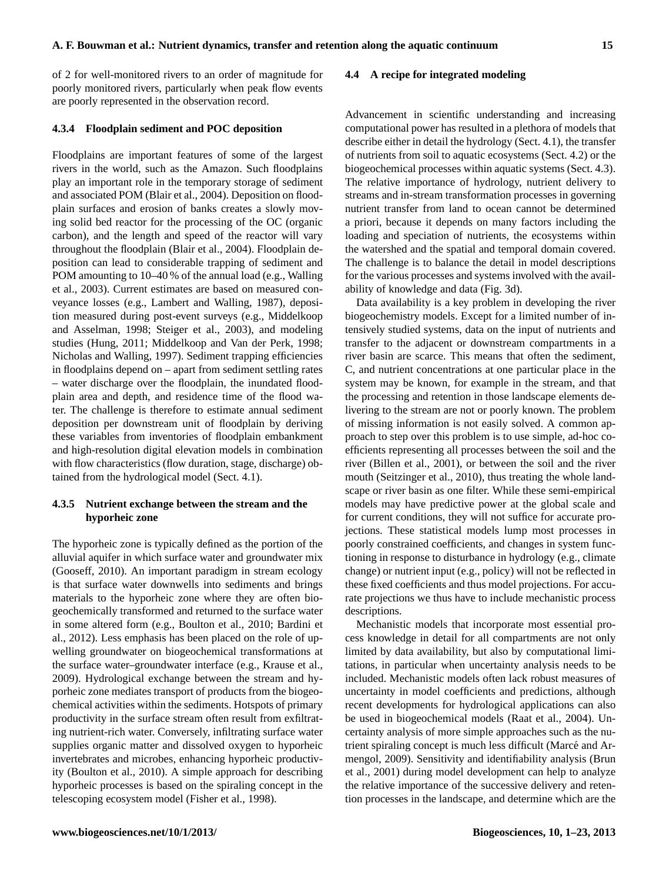of 2 for well-monitored rivers to an order of magnitude for poorly monitored rivers, particularly when peak flow events are poorly represented in the observation record.

#### 4.3.4 Floodplain sediment and POC deposition

Floodplains are important features of some of the largest rivers in the world, such as the Amazon. Such floodplains play an important role in the temporary storage of sediment and associated POM (Blair et al., 2004). Deposition on floodplain surfaces and erosion of banks creates a slowly moving solid bed reactor for the processing of the OC (organic carbon), and the length and speed of the reactor will vary throughout the floodplain (Blair et al., 2004). Floodplain deposition can lead to considerable trapping of sediment and POM amounting to 10–40 % of the annual load (e.g., Walling et al., 2003). Current estimates are based on measured conveyance losses (e.g., Lambert and Walling, 1987), deposition measured during post-event surveys (e.g., Middelkoop and Asselman, 1998; Steiger et al., 2003), and modeling studies (Hung, 2011; Middelkoop and Van der Perk, 1998; Nicholas and Walling, 1997). Sediment trapping efficiencies in floodplains depend on – apart from sediment settling rates – water discharge over the floodplain, the inundated floodplain area and depth, and residence time of the flood water. The challenge is therefore to estimate annual sediment deposition per downstream unit of floodplain by deriving these variables from inventories of floodplain embankment and high-resolution digital elevation models in combination with flow characteristics (flow duration, stage, discharge) obtained from the hydrological model (Sect. 4.1).

#### 4.3.5 Nutrient exchange between the stream and the hyporheic zone

The hyporheic zone is typically defined as the portion of the alluvial aquifer in which surface water and groundwater mix (Gooseff, 2010). An important paradigm in stream ecology is that surface water downwells into sediments and brings materials to the hyporheic zone where they are often biogeochemically transformed and returned to the surface water in some altered form (e.g., Boulton et al., 2010; Bardini et al., 2012). Less emphasis has been placed on the role of upwelling groundwater on biogeochemical transformations at the surface water–groundwater interface (e.g., Krause et al., 2009). Hydrological exchange between the stream and hyporheic zone mediates transport of products from the biogeochemical activities within the sediments. Hotspots of primary productivity in the surface stream often result from exfiltrating nutrient-rich water. Conversely, infiltrating surface water supplies organic matter and dissolved oxygen to hyporheic invertebrates and microbes, enhancing hyporheic productivity (Boulton et al., 2010). A simple approach for describing hyporheic processes is based on the spiraling concept in the telescoping ecosystem model (Fisher et al., 1998).

### 4.4 A recipe for integrated modeling

Advancement in scientific understanding and increasing computational power has resulted in a plethora of models that describe either in detail the hydrology (Sect. 4.1), the transfer of nutrients from soil to aquatic ecosystems (Sect. 4.2) or the biogeochemical processes within aquatic systems (Sect. 4.3). The relative importance of hydrology, nutrient delivery to streams and in-stream transformation processes in governing nutrient transfer from land to ocean cannot be determined a priori, because it depends on many factors including the loading and speciation of nutrients, the ecosystems within the watershed and the spatial and temporal domain covered. The challenge is to balance the detail in model descriptions for the various processes and systems involved with the availability of knowledge and data (Fig. 3d).

Data availability is a key problem in developing the river biogeochemistry models. Except for a limited number of intensively studied systems, data on the input of nutrients and transfer to the adjacent or downstream compartments in a river basin are scarce. This means that often the sediment, C, and nutrient concentrations at one particular place in the system may be known, for example in the stream, and that the processing and retention in those landscape elements delivering to the stream are not or poorly known. The problem of missing information is not easily solved. A common approach to step over this problem is to use simple, ad-hoc coefficients representing all processes between the soil and the river (Billen et al., 2001), or between the soil and the river mouth (Seitzinger et al., 2010), thus treating the whole landscape or river basin as one filter. While these semi-empirical models may have predictive power at the global scale and for current conditions, they will not suffice for accurate projections. These statistical models lump most processes in poorly constrained coefficients, and changes in system functioning in response to disturbance in hydrology (e.g., climate change) or nutrient input (e.g., policy) will not be reflected in these fixed coefficients and thus model projections. For accurate projections we thus have to include mechanistic process descriptions.

Mechanistic models that incorporate most essential process knowledge in detail for all compartments are not only limited by data availability, but also by computational limitations, in particular when uncertainty analysis needs to be included. Mechanistic models often lack robust measures of uncertainty in model coefficients and predictions, although recent developments for hydrological applications can also be used in biogeochemical models (Raat et al., 2004). Uncertainty analysis of more simple approaches such as the nutrient spiraling concept is much less difficult (Marcé and Armengol, 2009). Sensitivity and identifiability analysis (Brun et al., 2001) during model development can help to analyze the relative importance of the successive delivery and retention processes in the landscape, and determine which are the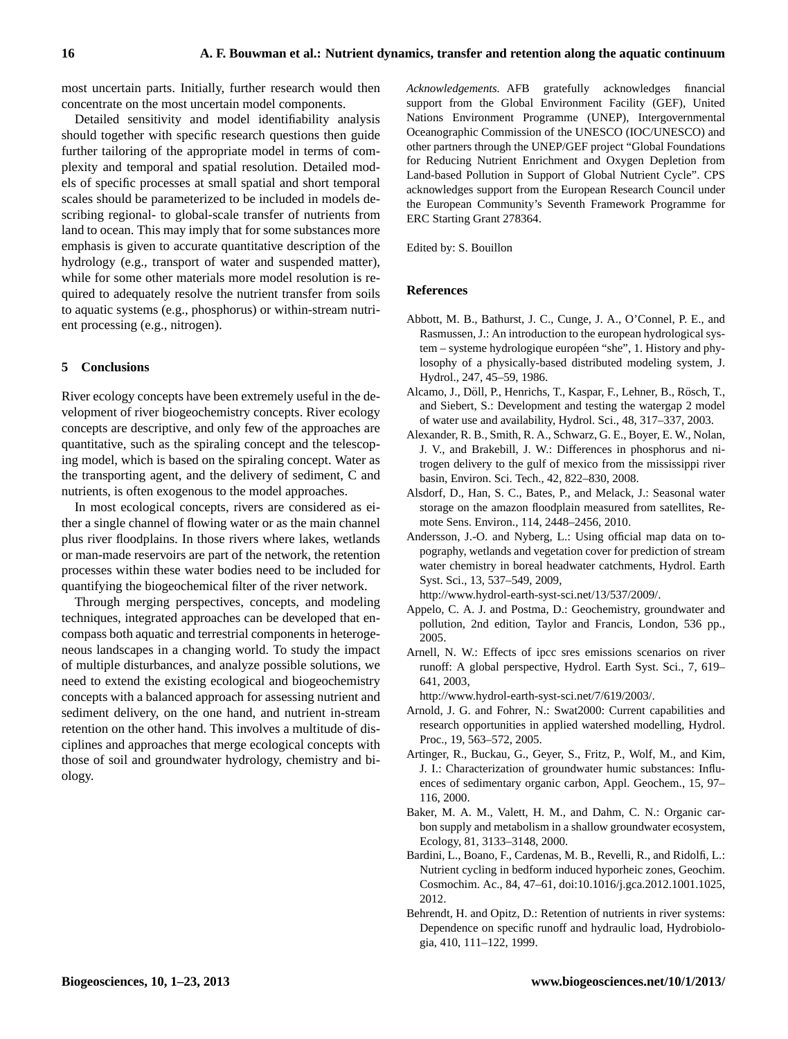most uncertain parts. Initially, further research would then concentrate on the most uncertain model components.

Detailed sensitivity and model identifiability analysis should together with specific research questions then guide further tailoring of the appropriate model in terms of complexity and temporal and spatial resolution. Detailed models of specific processes at small spatial and short temporal scales should be parameterized to be included in models describing regional- to global-scale transfer of nutrients from land to ocean. This may imply that for some substances more emphasis is given to accurate quantitative description of the hydrology (e.g., transport of water and suspended matter), while for some other materials more model resolution is required to adequately resolve the nutrient transfer from soils to aquatic systems (e.g., phosphorus) or within-stream nutrient processing (e.g., nitrogen).

## 5 Conclusions

River ecology concepts have been extremely useful in the development of river biogeochemistry concepts. River ecology concepts are descriptive, and only few of the approaches are quantitative, such as the spiraling concept and the telescoping model, which is based on the spiraling concept. Water as the transporting agent, and the delivery of sediment, C and nutrients, is often exogenous to the model approaches.

In most ecological concepts, rivers are considered as either a single channel of flowing water or as the main channel plus river floodplains. In those rivers where lakes, wetlands or man-made reservoirs are part of the network, the retention processes within these water bodies need to be included for quantifying the biogeochemical filter of the river network.

Through merging perspectives, concepts, and modeling techniques, integrated approaches can be developed that encompass both aquatic and terrestrial components in heterogeneous landscapes in a changing world. To study the impact of multiple disturbances, and analyze possible solutions, we need to extend the existing ecological and biogeochemistry concepts with a balanced approach for assessing nutrient and sediment delivery, on the one hand, and nutrient in-stream retention on the other hand. This involves a multitude of disciplines and approaches that merge ecological concepts with those of soil and groundwater hydrology, chemistry and biology.

*Acknowledgements.* AFB gratefully acknowledges financial support from the Global Environment Facility (GEF), United Nations Environment Programme (UNEP), Intergovernmental Oceanographic Commission of the UNESCO (IOC/UNESCO) and other partners through the UNEP/GEF project "Global Foundations for Reducing Nutrient Enrichment and Oxygen Depletion from Land-based Pollution in Support of Global Nutrient Cycle". CPS acknowledges support from the European Research Council under the European Community's Seventh Framework Programme for ERC Starting Grant 278364.

Edited by: S. Bouillon

## References

Abbott, M. B., Bathurst, J. C., Cunge, J. A., O'Connel, P. E., and Rasmussen, J.: An introduction to the european hydrological system – systeme hydrologique européen "she", 1. History and phylosophy of a physically-based distributed modeling system, J. Hydrol., 247, 45–59, 1986.

Alcamo, J., Döll, P., Henrichs, T., Kaspar, F., Lehner, B., Rösch, T., and Siebert, S.: Development and testing the watergap 2 model of water use and availability, Hydrol. Sci., 48, 317–337, 2003.

Alexander, R. B., Smith, R. A., Schwarz, G. E., Boyer, E. W., Nolan, J. V., and Brakebill, J. W.: Differences in phosphorus and nitrogen delivery to the gulf of mexico from the mississippi river basin, Environ. Sci. Tech., 42, 822–830, 2008.

Alsdorf, D., Han, S. C., Bates, P., and Melack, J.: Seasonal water storage on the amazon floodplain measured from satellites, Remote Sens. Environ., 114, 2448–2456, 2010.

Andersson, J.-O. and Nyberg, L.: Using official map data on topography, wetlands and vegetation cover for prediction of stream water chemistry in boreal headwater catchments, Hydrol. Earth Syst. Sci., 13, 537–549, 2009, http://www.hydrol-earth-syst-sci.net/13/537/2009/.

Appelo, C. A. J. and Postma, D.: Geochemistry, groundwater and pollution, 2nd edition, Taylor and Francis, London, 536 pp., 2005.

Arnell, N. W.: Effects of ipcc sres emissions scenarios on river runoff: A global perspective, Hydrol. Earth Syst. Sci., 7, 619–641, 2003, http://www.hydrol-earth-syst-sci.net/7/619/2003/.

Arnold, J. G. and Fohrer, N.: Swat2000: Current capabilities and research opportunities in applied watershed modelling, Hydrol. Proc., 19, 563–572, 2005.

Artinger, R., Buckau, G., Geyer, S., Fritz, P., Wolf, M., and Kim, J. I.: Characterization of groundwater humic substances: Influences of sedimentary organic carbon, Appl. Geochem., 15, 97–116, 2000.

Baker, M. A. M., Valett, H. M., and Dahm, C. N.: Organic carbon supply and metabolism in a shallow groundwater ecosystem, Ecology, 81, 3133–3148, 2000.

Bardini, L., Boano, F., Cardenas, M. B., Revelli, R., and Ridolfi, L.: Nutrient cycling in bedform induced hyporheic zones, Geochim. Cosmochim. Ac., 84, 47–61, doi:10.1016/j.gca.2012.1001.1025, 2012.

Behrendt, H. and Opitz, D.: Retention of nutrients in river systems: Dependence on specific runoff and hydraulic load, Hydrobiologia, 410, 111–122, 1999.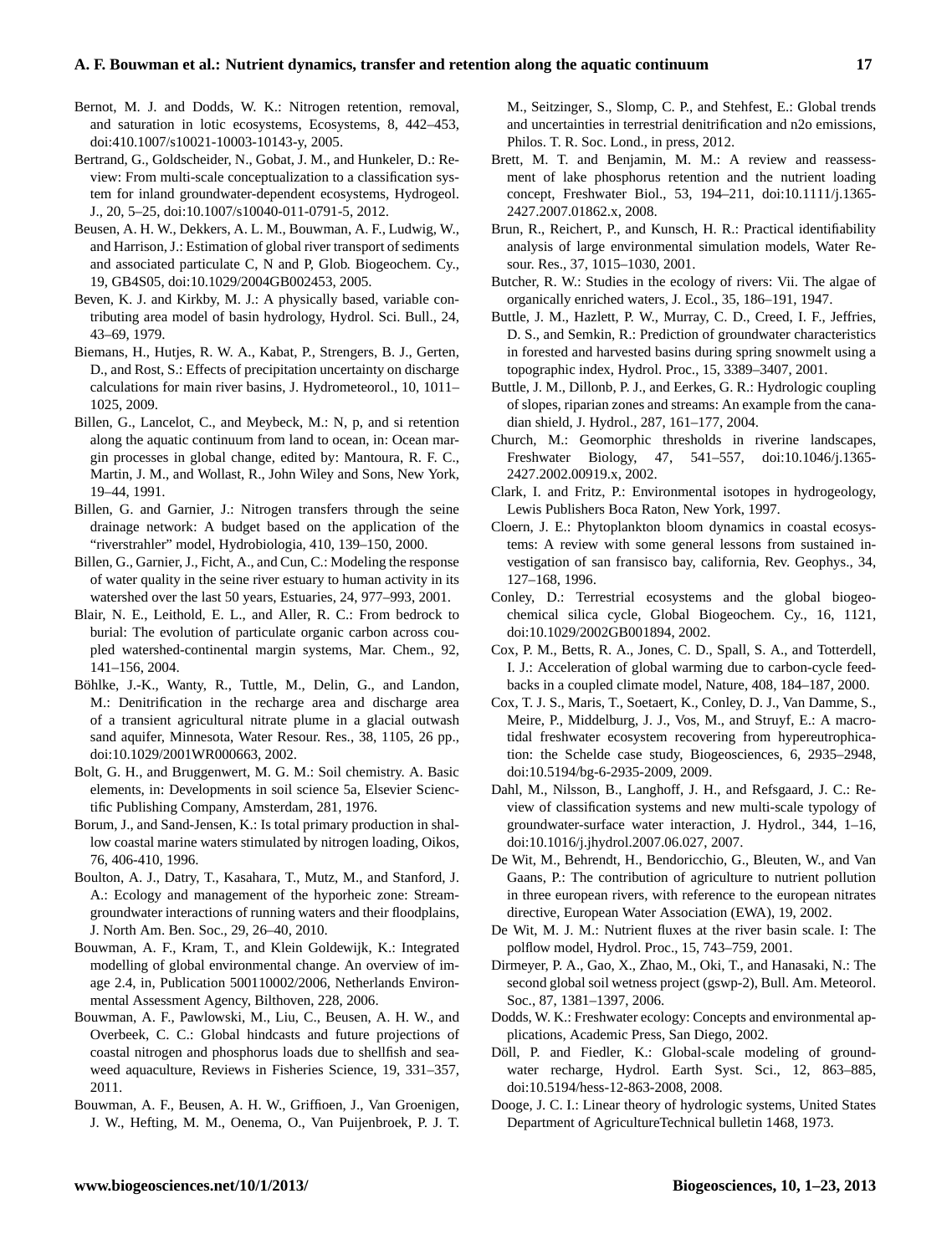Bernot, M. J. and Dodds, W. K.: Nitrogen retention, removal, and saturation in lotic ecosystems, Ecosystems, 8, 442–453, doi:410.1007/s10021-10003-10143-y, 2005.

Bertrand, G., Goldscheider, N., Gobat, J. M., and Hunkeler, D.: Review: From multi-scale conceptualization to a classification system for inland groundwater-dependent ecosystems, Hydrogeol. J., 20, 5–25, doi:10.1007/s10040-011-0791-5, 2012.

Beusen, A. H. W., Dekkers, A. L. M., Bouwman, A. F., Ludwig, W., and Harrison, J.: Estimation of global river transport of sediments and associated particulate C, N and P, Glob. Biogeochem. Cy., 19, GB4S05, doi:10.1029/2004GB002453, 2005.

Beven, K. J. and Kirkby, M. J.: A physically based, variable contributing area model of basin hydrology, Hydrol. Sci. Bull., 24, 43–69, 1979.

Biemans, H., Hutjes, R. W. A., Kabat, P., Strengers, B. J., Gerten, D., and Rost, S.: Effects of precipitation uncertainty on discharge calculations for main river basins, J. Hydrometeorol., 10, 1011–1025, 2009.

Billen, G., Lancelot, C., and Meybeck, M.: N, p, and si retention along the aquatic continuum from land to ocean, in: Ocean margin processes in global change, edited by: Mantoura, R. F. C., Martin, J. M., and Wollast, R., John Wiley and Sons, New York, 19–44, 1991.

Billen, G. and Garnier, J.: Nitrogen transfers through the seine drainage network: A budget based on the application of the "riverstrahler" model, Hydrobiologia, 410, 139–150, 2000.

Billen, G., Garnier, J., Ficht, A., and Cun, C.: Modeling the response of water quality in the seine river estuary to human activity in its watershed over the last 50 years, Estuaries, 24, 977–993, 2001.

Blair, N. E., Leithold, E. L., and Aller, R. C.: From bedrock to burial: The evolution of particulate organic carbon across coupled watershed-continental margin systems, Mar. Chem., 92, 141–156, 2004.

Böhlke, J.-K., Wanty, R., Tuttle, M., Delin, G., and Landon, M.: Denitrification in the recharge area and discharge area of a transient agricultural nitrate plume in a glacial outwash sand aquifer, Minnesota, Water Resour. Res., 38, 1105, 26 pp., doi:10.1029/2001WR000663, 2002.

Bolt, G. H., and Bruggenwert, M. G. M.: Soil chemistry. A. Basic elements, in: Developments in soil science 5a, Elsevier Scienctific Publishing Company, Amsterdam, 281, 1976.

Borum, J., and Sand-Jensen, K.: Is total primary production in shallow coastal marine waters stimulated by nitrogen loading, Oikos, 76, 406-410, 1996.

Boulton, A. J., Datry, T., Kasahara, T., Mutz, M., and Stanford, J. A.: Ecology and management of the hyporheic zone: Stream-groundwater interactions of running waters and their floodplains, J. North Am. Ben. Soc., 29, 26–40, 2010.

Bouwman, A. F., Kram, T., and Klein Goldewijk, K.: Integrated modelling of global environmental change. An overview of image 2.4, in, Publication 500110002/2006, Netherlands Environmental Assessment Agency, Bilthoven, 228, 2006.

Bouwman, A. F., Pawlowski, M., Liu, C., Beusen, A. H. W., and Overbeek, C. C.: Global hindcasts and future projections of coastal nitrogen and phosphorus loads due to shellfish and seaweed aquaculture, Reviews in Fisheries Science, 19, 331–357, 2011.

Bouwman, A. F., Beusen, A. H. W., Griffioen, J., Van Groenigen, J. W., Hefting, M. M., Oenema, O., Van Puijenbroek, P. J. T. M., Seitzinger, S., Slomp, C. P., and Stehfest, E.: Global trends and uncertainties in terrestrial denitrification and n2o emissions, Philos. T. R. Soc. Lond., in press, 2012.

Brett, M. T. and Benjamin, M. M.: A review and reassessment of lake phosphorus retention and the nutrient loading concept, Freshwater Biol., 53, 194–211, doi:10.1111/j.1365-2427.2007.01862.x, 2008.

Brun, R., Reichert, P., and Kunsch, H. R.: Practical identifiability analysis of large environmental simulation models, Water Resour. Res., 37, 1015–1030, 2001.

Butcher, R. W.: Studies in the ecology of rivers: Vii. The algae of organically enriched waters, J. Ecol., 35, 186–191, 1947.

Buttle, J. M., Hazlett, P. W., Murray, C. D., Creed, I. F., Jeffries, D. S., and Semkin, R.: Prediction of groundwater characteristics in forested and harvested basins during spring snowmelt using a topographic index, Hydrol. Proc., 15, 3389–3407, 2001.

Buttle, J. M., Dillonb, P. J., and Eerkes, G. R.: Hydrologic coupling of slopes, riparian zones and streams: An example from the canadian shield, J. Hydrol., 287, 161–177, 2004.

Church, M.: Geomorphic thresholds in riverine landscapes, Freshwater Biology, 47, 541–557, doi:10.1046/j.1365-2427.2002.00919.x, 2002.

Clark, I. and Fritz, P.: Environmental isotopes in hydrogeology, Lewis Publishers Boca Raton, New York, 1997.

Cloern, J. E.: Phytoplankton bloom dynamics in coastal ecosystems: A review with some general lessons from sustained investigation of san fransisco bay, california, Rev. Geophys., 34, 127–168, 1996.

Conley, D.: Terrestrial ecosystems and the global biogeochemical silica cycle, Global Biogeochem. Cy., 16, 1121, doi:10.1029/2002GB001894, 2002.

Cox, P. M., Betts, R. A., Jones, C. D., Spall, S. A., and Totterdell, I. J.: Acceleration of global warming due to carbon-cycle feedbacks in a coupled climate model, Nature, 408, 184–187, 2000.

Cox, T. J. S., Maris, T., Soetaert, K., Conley, D. J., Van Damme, S., Meire, P., Middelburg, J. J., Vos, M., and Struyf, E.: A macro-tidal freshwater ecosystem recovering from hypereutrophication: the Schelde case study, Biogeosciences, 6, 2935–2948, doi:10.5194/bg-6-2935-2009, 2009.

Dahl, M., Nilsson, B., Langhoff, J. H., and Refsgaard, J. C.: Review of classification systems and new multi-scale typology of groundwater-surface water interaction, J. Hydrol., 344, 1–16, doi:10.1016/j.jhydrol.2007.06.027, 2007.

De Wit, M., Behrendt, H., Bendoricchio, G., Bleuten, W., and Van Gaans, P.: The contribution of agriculture to nutrient pollution in three european rivers, with reference to the european nitrates directive, European Water Association (EWA), 19, 2002.

De Wit, M. J. M.: Nutrient fluxes at the river basin scale. I: The polflow model, Hydrol. Proc., 15, 743–759, 2001.

Dirmeyer, P. A., Gao, X., Zhao, M., Oki, T., and Hanasaki, N.: The second global soil wetness project (gswp-2), Bull. Am. Meteorol. Soc., 87, 1381–1397, 2006.

Dodds, W. K.: Freshwater ecology: Concepts and environmental applications, Academic Press, San Diego, 2002.

Döll, P. and Fiedler, K.: Global-scale modeling of groundwater recharge, Hydrol. Earth Syst. Sci., 12, 863–885, doi:10.5194/hess-12-863-2008, 2008.

Dooge, J. C. I.: Linear theory of hydrologic systems, United States Department of AgricultureTechnical bulletin 1468, 1973.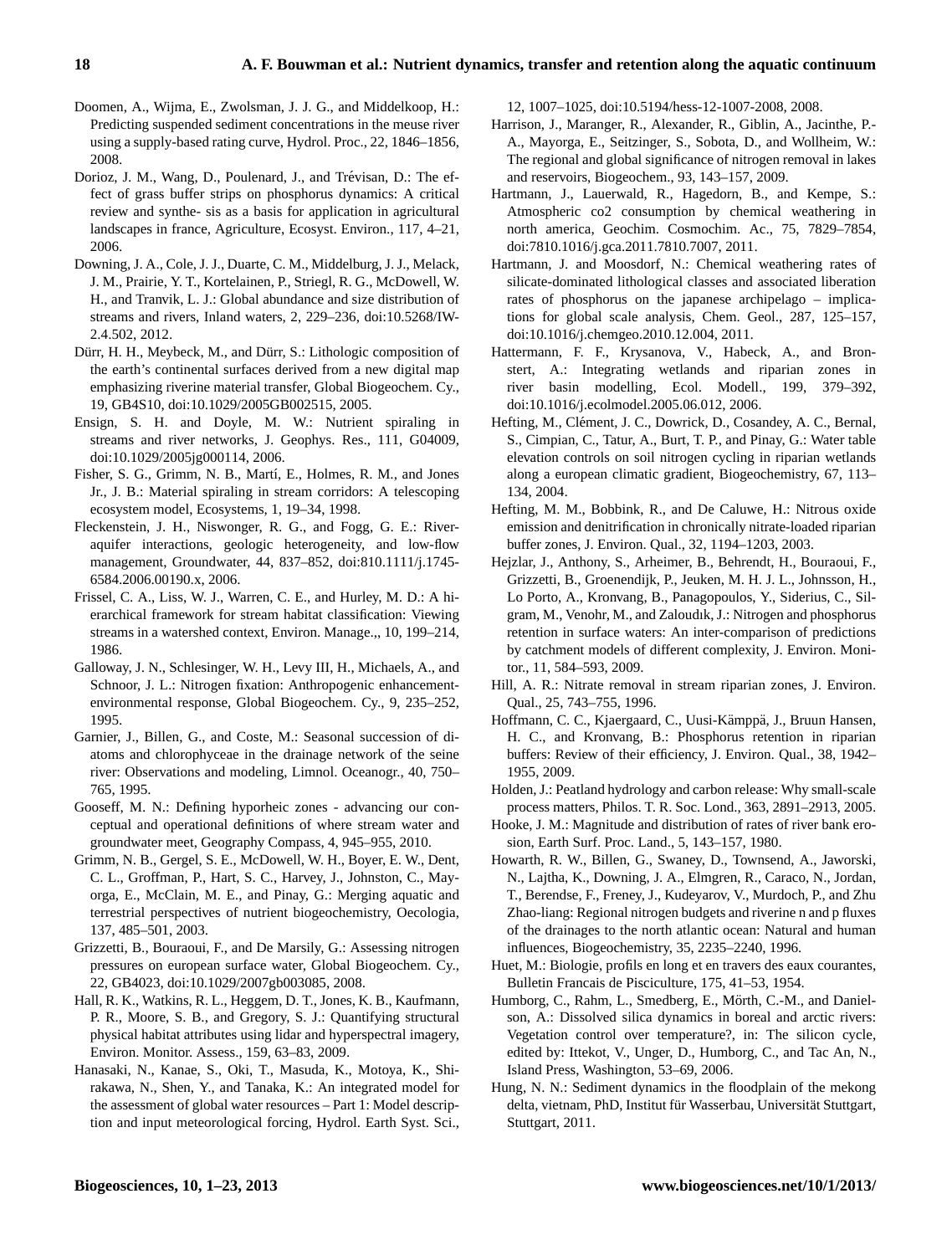Doomen, A., Wijma, E., Zwolsman, J. J. G., and Middelkoop, H.: Predicting suspended sediment concentrations in the meuse river using a supply-based rating curve, Hydrol. Proc., 22, 1846–1856, 2008.

Dorioz, J. M., Wang, D., Poulenard, J., and Trévisan, D.: The effect of grass buffer strips on phosphorus dynamics: A critical review and synthe- sis as a basis for application in agricultural landscapes in france, Agriculture, Ecosyst. Environ., 117, 4–21, 2006.

Downing, J. A., Cole, J. J., Duarte, C. M., Middelburg, J. J., Melack, J. M., Prairie, Y. T., Kortelainen, P., Striegl, R. G., McDowell, W. H., and Tranvik, L. J.: Global abundance and size distribution of streams and rivers, Inland waters, 2, 229–236, doi:10.5268/IW-2.4.502, 2012.

Dürr, H. H., Meybeck, M., and Dürr, S.: Lithologic composition of the earth's continental surfaces derived from a new digital map emphasizing riverine material transfer, Global Biogeochem. Cy., 19, GB4S10, doi:10.1029/2005GB002515, 2005.

Ensign, S. H. and Doyle, M. W.: Nutrient spiraling in streams and river networks, J. Geophys. Res., 111, G04009, doi:10.1029/2005jg000114, 2006.

Fisher, S. G., Grimm, N. B., Martí, E., Holmes, R. M., and Jones Jr., J. B.: Material spiraling in stream corridors: A telescoping ecosystem model, Ecosystems, 1, 19–34, 1998.

Fleckenstein, J. H., Niswonger, R. G., and Fogg, G. E.: River-aquifer interactions, geologic heterogeneity, and low-flow management, Groundwater, 44, 837–852, doi:810.1111/j.1745-6584.2006.00190.x, 2006.

Frissel, C. A., Liss, W. J., Warren, C. E., and Hurley, M. D.: A hierarchical framework for stream habitat classification: Viewing streams in a watershed context, Environ. Manage.,, 10, 199–214, 1986.

Galloway, J. N., Schlesinger, W. H., Levy III, H., Michaels, A., and Schnoor, J. L.: Nitrogen fixation: Anthropogenic enhancement-environmental response, Global Biogeochem. Cy., 9, 235–252, 1995.

Garnier, J., Billen, G., and Coste, M.: Seasonal succession of diatoms and chlorophyceae in the drainage network of the seine river: Observations and modeling, Limnol. Oceanogr., 40, 750–765, 1995.

Gooseff, M. N.: Defining hyporheic zones - advancing our conceptual and operational definitions of where stream water and groundwater meet, Geography Compass, 4, 945–955, 2010.

Grimm, N. B., Gergel, S. E., McDowell, W. H., Boyer, E. W., Dent, C. L., Groffman, P., Hart, S. C., Harvey, J., Johnston, C., Mayorga, E., McClain, M. E., and Pinay, G.: Merging aquatic and terrestrial perspectives of nutrient biogeochemistry, Oecologia, 137, 485–501, 2003.

Grizzetti, B., Bouraoui, F., and De Marsily, G.: Assessing nitrogen pressures on european surface water, Global Biogeochem. Cy., 22, GB4023, doi:10.1029/2007gb003085, 2008.

Hall, R. K., Watkins, R. L., Heggem, D. T., Jones, K. B., Kaufmann, P. R., Moore, S. B., and Gregory, S. J.: Quantifying structural physical habitat attributes using lidar and hyperspectral imagery, Environ. Monitor. Assess., 159, 63–83, 2009.

Hanasaki, N., Kanae, S., Oki, T., Masuda, K., Motoya, K., Shirakawa, N., Shen, Y., and Tanaka, K.: An integrated model for the assessment of global water resources – Part 1: Model description and input meteorological forcing, Hydrol. Earth Syst. Sci., 12, 1007–1025, doi:10.5194/hess-12-1007-2008, 2008.

Harrison, J., Maranger, R., Alexander, R., Giblin, A., Jacinthe, P.-A., Mayorga, E., Seitzinger, S., Sobota, D., and Wollheim, W.: The regional and global significance of nitrogen removal in lakes and reservoirs, Biogeochem., 93, 143–157, 2009.

Hartmann, J., Lauerwald, R., Hagedorn, B., and Kempe, S.: Atmospheric co2 consumption by chemical weathering in north america, Geochim. Cosmochim. Ac., 75, 7829–7854, doi:7810.1016/j.gca.2011.7810.7007, 2011.

Hartmann, J. and Moosdorf, N.: Chemical weathering rates of silicate-dominated lithological classes and associated liberation rates of phosphorus on the japanese archipelago – implications for global scale analysis, Chem. Geol., 287, 125–157, doi:10.1016/j.chemgeo.2010.12.004, 2011.

Hattermann, F. F., Krysanova, V., Habeck, A., and Bronstert, A.: Integrating wetlands and riparian zones in river basin modelling, Ecol. Modell., 199, 379–392, doi:10.1016/j.ecolmodel.2005.06.012, 2006.

Hefting, M., Clément, J. C., Dowrick, D., Cosandey, A. C., Bernal, S., Cimpian, C., Tatur, A., Burt, T. P., and Pinay, G.: Water table elevation controls on soil nitrogen cycling in riparian wetlands along a european climatic gradient, Biogeochemistry, 67, 113–134, 2004.

Hefting, M. M., Bobbink, R., and De Caluwe, H.: Nitrous oxide emission and denitrification in chronically nitrate-loaded riparian buffer zones, J. Environ. Qual., 32, 1194–1203, 2003.

Hejzlar, J., Anthony, S., Arheimer, B., Behrendt, H., Bouraoui, F., Grizzetti, B., Groenendijk, P., Jeuken, M. H. J. L., Johnsson, H., Lo Porto, A., Kronvang, B., Panagopoulos, Y., Siderius, C., Silgram, M., Venohr, M., and Zaloudık, J.: Nitrogen and phosphorus retention in surface waters: An inter-comparison of predictions by catchment models of different complexity, J. Environ. Monitor., 11, 584–593, 2009.

Hill, A. R.: Nitrate removal in stream riparian zones, J. Environ. Qual., 25, 743–755, 1996.

Hoffmann, C. C., Kjaergaard, C., Uusi-Kämppä, J., Bruun Hansen, H. C., and Kronvang, B.: Phosphorus retention in riparian buffers: Review of their efficiency, J. Environ. Qual., 38, 1942–1955, 2009.

Holden, J.: Peatland hydrology and carbon release: Why small-scale process matters, Philos. T. R. Soc. Lond., 363, 2891–2913, 2005.

Hooke, J. M.: Magnitude and distribution of rates of river bank erosion, Earth Surf. Proc. Land., 5, 143–157, 1980.

Howarth, R. W., Billen, G., Swaney, D., Townsend, A., Jaworski, N., Lajtha, K., Downing, J. A., Elmgren, R., Caraco, N., Jordan, T., Berendse, F., Freney, J., Kudeyarov, V., Murdoch, P., and Zhu Zhao-liang: Regional nitrogen budgets and riverine n and p fluxes of the drainages to the north atlantic ocean: Natural and human influences, Biogeochemistry, 35, 2235–2240, 1996.

Huet, M.: Biologie, profils en long et en travers des eaux courantes, Bulletin Francais de Pisciculture, 175, 41–53, 1954.

Humborg, C., Rahm, L., Smedberg, E., Mörth, C.-M., and Danielson, A.: Dissolved silica dynamics in boreal and arctic rivers: Vegetation control over temperature?, in: The silicon cycle, edited by: Ittekot, V., Unger, D., Humborg, C., and Tac An, N., Island Press, Washington, 53–69, 2006.

Hung, N. N.: Sediment dynamics in the floodplain of the mekong delta, vietnam, PhD, Institut für Wasserbau, Universität Stuttgart, Stuttgart, 2011.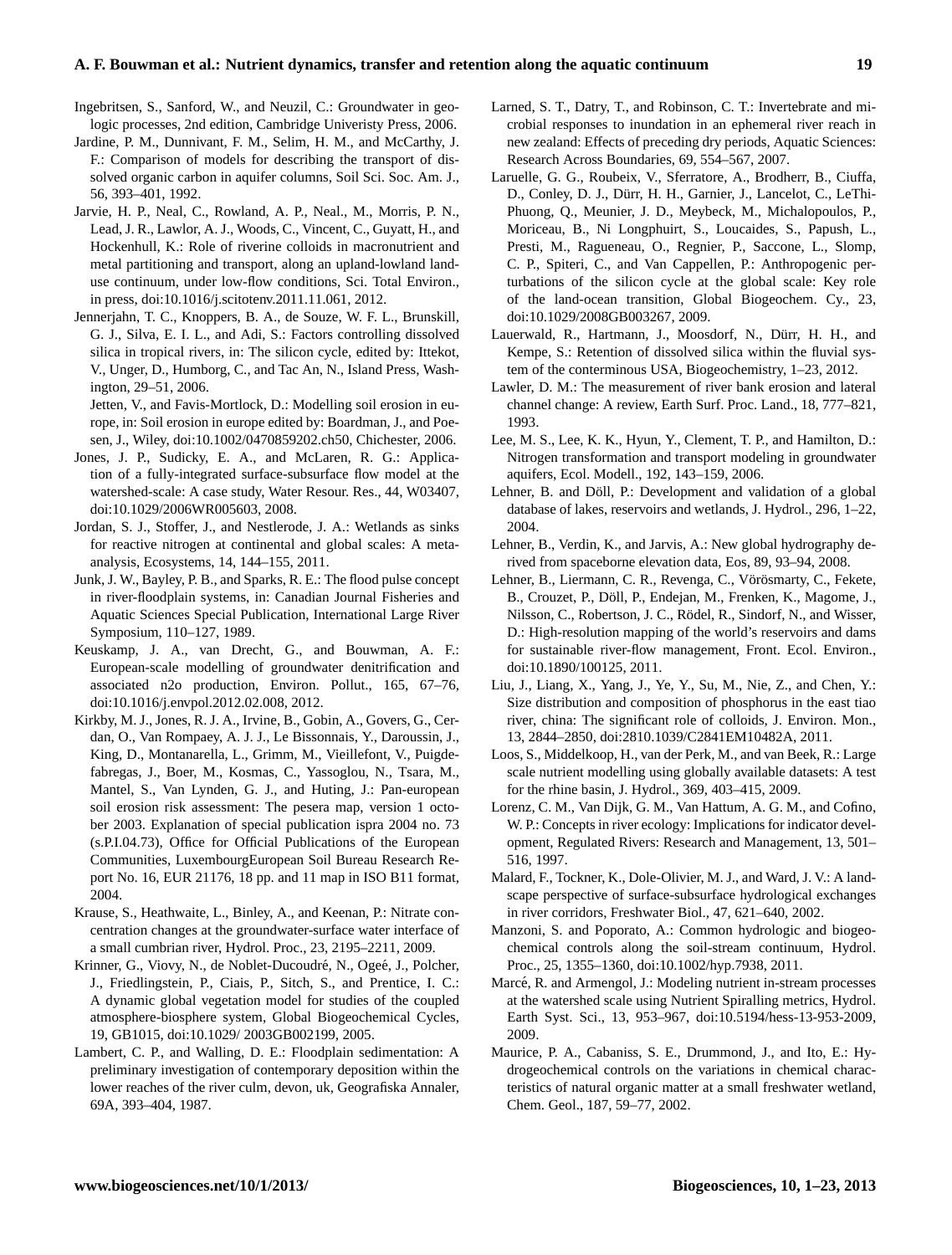Ingebritsen, S., Sanford, W., and Neuzil, C.: Groundwater in geologic processes, 2nd edition, Cambridge Univeristy Press, 2006.

Jardine, P. M., Dunnivant, F. M., Selim, H. M., and McCarthy, J. F.: Comparison of models for describing the transport of dissolved organic carbon in aquifer columns, Soil Sci. Soc. Am. J., 56, 393–401, 1992.

Jarvie, H. P., Neal, C., Rowland, A. P., Neal., M., Morris, P. N., Lead, J. R., Lawlor, A. J., Woods, C., Vincent, C., Guyatt, H., and Hockenhull, K.: Role of riverine colloids in macronutrient and metal partitioning and transport, along an upland-lowland landuse continuum, under low-flow conditions, Sci. Total Environ., in press, doi:10.1016/j.scitotenv.2011.11.061, 2012.

Jennerjahn, T. C., Knoppers, B. A., de Souze, W. F. L., Brunskill, G. J., Silva, E. I. L., and Adi, S.: Factors controlling dissolved silica in tropical rivers, in: The silicon cycle, edited by: Ittekot, V., Unger, D., Humborg, C., and Tac An, N., Island Press, Washington, 29–51, 2006.

Jetten, V., and Favis-Mortlock, D.: Modelling soil erosion in europe, in: Soil erosion in europe edited by: Boardman, J., and Poesen, J., Wiley, doi:10.1002/0470859202.ch50, Chichester, 2006.

Jones, J. P., Sudicky, E. A., and McLaren, R. G.: Application of a fully-integrated surface-subsurface flow model at the watershed-scale: A case study, Water Resour. Res., 44, W03407, doi:10.1029/2006WR005603, 2008.

Jordan, S. J., Stoffer, J., and Nestlerode, J. A.: Wetlands as sinks for reactive nitrogen at continental and global scales: A meta-analysis, Ecosystems, 14, 144–155, 2011.

Junk, J. W., Bayley, P. B., and Sparks, R. E.: The flood pulse concept in river-floodplain systems, in: Canadian Journal Fisheries and Aquatic Sciences Special Publication, International Large River Symposium, 110–127, 1989.

Keuskamp, J. A., van Drecht, G., and Bouwman, A. F.: European-scale modelling of groundwater denitrification and associated n2o production, Environ. Pollut., 165, 67–76, doi:10.1016/j.envpol.2012.02.008, 2012.

Kirkby, M. J., Jones, R. J. A., Irvine, B., Gobin, A., Govers, G., Cerdan, O., Van Rompaey, A. J. J., Le Bissonnais, Y., Daroussin, J., King, D., Montanarella, L., Grimm, M., Vieillefont, V., Puigdefabregas, J., Boer, M., Kosmas, C., Yassoglou, N., Tsara, M., Mantel, S., Van Lynden, G. J., and Huting, J.: Pan-european soil erosion risk assessment: The pesera map, version 1 october 2003. Explanation of special publication ispra 2004 no. 73 (s.P.I.04.73), Office for Official Publications of the European Communities, LuxembourgEuropean Soil Bureau Research Report No. 16, EUR 21176, 18 pp. and 11 map in ISO B11 format, 2004.

Krause, S., Heathwaite, L., Binley, A., and Keenan, P.: Nitrate concentration changes at the groundwater-surface water interface of a small cumbrian river, Hydrol. Proc., 23, 2195–2211, 2009.

Krinner, G., Viovy, N., de Noblet-Ducoudré, N., Ogeé, J., Polcher, J., Friedlingstein, P., Ciais, P., Sitch, S., and Prentice, I. C.: A dynamic global vegetation model for studies of the coupled atmosphere-biosphere system, Global Biogeochemical Cycles, 19, GB1015, doi:10.1029/ 2003GB002199, 2005.

Lambert, C. P., and Walling, D. E.: Floodplain sedimentation: A preliminary investigation of contemporary deposition within the lower reaches of the river culm, devon, uk, Geografiska Annaler, 69A, 393–404, 1987.

Larned, S. T., Datry, T., and Robinson, C. T.: Invertebrate and microbial responses to inundation in an ephemeral river reach in new zealand: Effects of preceding dry periods, Aquatic Sciences: Research Across Boundaries, 69, 554–567, 2007.

Laruelle, G. G., Roubeix, V., Sferratore, A., Brodherr, B., Ciuffa, D., Conley, D. J., Dürr, H. H., Garnier, J., Lancelot, C., LeThi-Phuong, Q., Meunier, J. D., Meybeck, M., Michalopoulos, P., Moriceau, B., Ni Longphuirt, S., Loucaides, S., Papush, L., Presti, M., Ragueneau, O., Regnier, P., Saccone, L., Slomp, C. P., Spiteri, C., and Van Cappellen, P.: Anthropogenic perturbations of the silicon cycle at the global scale: Key role of the land-ocean transition, Global Biogeochem. Cy., 23, doi:10.1029/2008GB003267, 2009.

Lauerwald, R., Hartmann, J., Moosdorf, N., Dürr, H. H., and Kempe, S.: Retention of dissolved silica within the fluvial system of the conterminous USA, Biogeochemistry, 1–23, 2012.

Lawler, D. M.: The measurement of river bank erosion and lateral channel change: A review, Earth Surf. Proc. Land., 18, 777–821, 1993.

Lee, M. S., Lee, K. K., Hyun, Y., Clement, T. P., and Hamilton, D.: Nitrogen transformation and transport modeling in groundwater aquifers, Ecol. Modell., 192, 143–159, 2006.

Lehner, B. and Döll, P.: Development and validation of a global database of lakes, reservoirs and wetlands, J. Hydrol., 296, 1–22, 2004.

Lehner, B., Verdin, K., and Jarvis, A.: New global hydrography derived from spaceborne elevation data, Eos, 89, 93–94, 2008.

Lehner, B., Liermann, C. R., Revenga, C., Vörösmarty, C., Fekete, B., Crouzet, P., Döll, P., Endejan, M., Frenken, K., Magome, J., Nilsson, C., Robertson, J. C., Rödel, R., Sindorf, N., and Wisser, D.: High-resolution mapping of the world's reservoirs and dams for sustainable river-flow management, Front. Ecol. Environ., doi:10.1890/100125, 2011.

Liu, J., Liang, X., Yang, J., Ye, Y., Su, M., Nie, Z., and Chen, Y.: Size distribution and composition of phosphorus in the east tiao river, china: The significant role of colloids, J. Environ. Mon., 13, 2844–2850, doi:2810.1039/C2841EM10482A, 2011.

Loos, S., Middelkoop, H., van der Perk, M., and van Beek, R.: Large scale nutrient modelling using globally available datasets: A test for the rhine basin, J. Hydrol., 369, 403–415, 2009.

Lorenz, C. M., Van Dijk, G. M., Van Hattum, A. G. M., and Cofino, W. P.: Concepts in river ecology: Implications for indicator development, Regulated Rivers: Research and Management, 13, 501–516, 1997.

Malard, F., Tockner, K., Dole-Olivier, M. J., and Ward, J. V.: A landscape perspective of surface-subsurface hydrological exchanges in river corridors, Freshwater Biol., 47, 621–640, 2002.

Manzoni, S. and Poporato, A.: Common hydrologic and biogeochemical controls along the soil-stream continuum, Hydrol. Proc., 25, 1355–1360, doi:10.1002/hyp.7938, 2011.

Marcé, R. and Armengol, J.: Modeling nutrient in-stream processes at the watershed scale using Nutrient Spiralling metrics, Hydrol. Earth Syst. Sci., 13, 953–967, doi:10.5194/hess-13-953-2009, 2009.

Maurice, P. A., Cabaniss, S. E., Drummond, J., and Ito, E.: Hydrogeochemical controls on the variations in chemical characteristics of natural organic matter at a small freshwater wetland, Chem. Geol., 187, 59–77, 2002.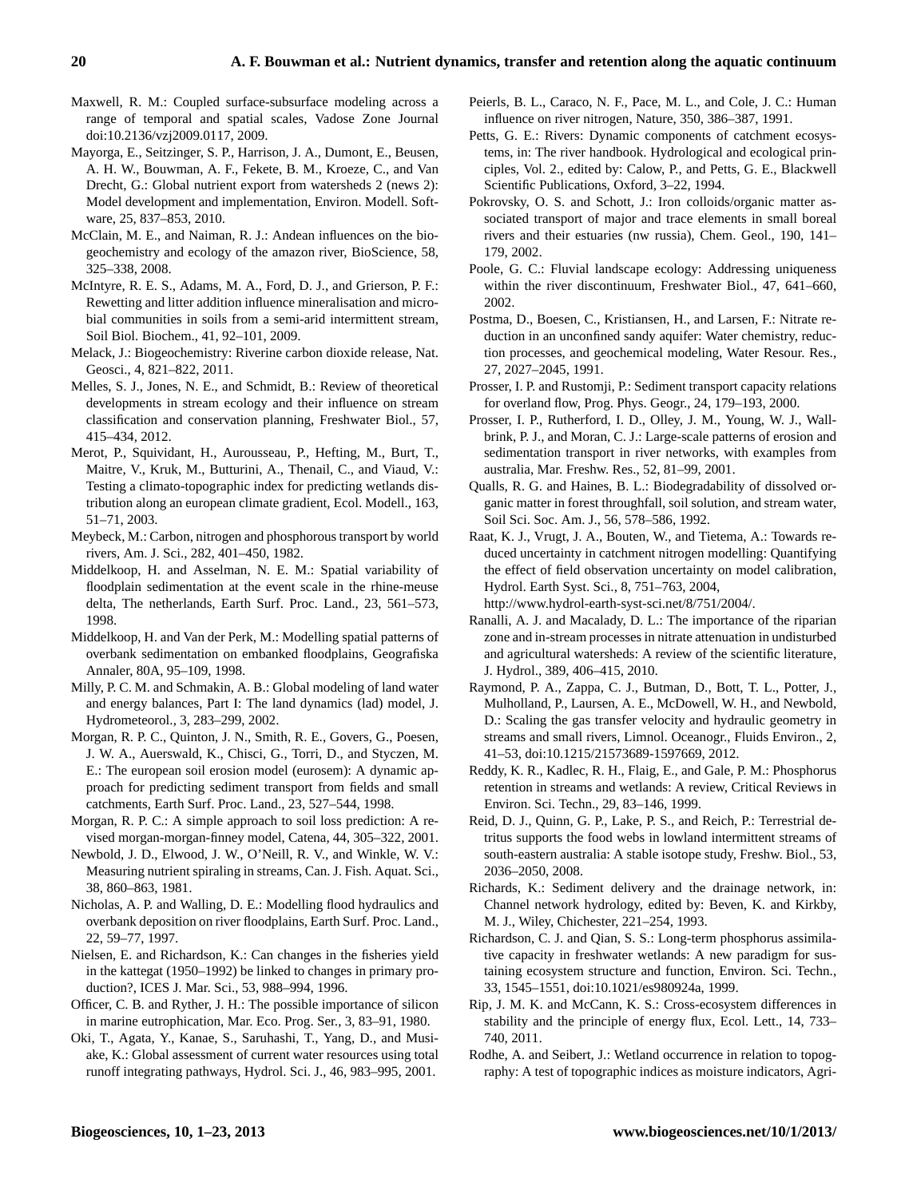Maxwell, R. M.: Coupled surface-subsurface modeling across a range of temporal and spatial scales, Vadose Zone Journal doi:10.2136/vzj2009.0117, 2009.

Mayorga, E., Seitzinger, S. P., Harrison, J. A., Dumont, E., Beusen, A. H. W., Bouwman, A. F., Fekete, B. M., Kroeze, C., and Van Drecht, G.: Global nutrient export from watersheds 2 (news 2): Model development and implementation, Environ. Modell. Software, 25, 837–853, 2010.

McClain, M. E., and Naiman, R. J.: Andean influences on the biogeochemistry and ecology of the amazon river, BioScience, 58, 325–338, 2008.

McIntyre, R. E. S., Adams, M. A., Ford, D. J., and Grierson, P. F.: Rewetting and litter addition influence mineralisation and microbial communities in soils from a semi-arid intermittent stream, Soil Biol. Biochem., 41, 92–101, 2009.

Melack, J.: Biogeochemistry: Riverine carbon dioxide release, Nat. Geosci., 4, 821–822, 2011.

Melles, S. J., Jones, N. E., and Schmidt, B.: Review of theoretical developments in stream ecology and their influence on stream classification and conservation planning, Freshwater Biol., 57, 415–434, 2012.

Merot, P., Squividant, H., Aurousseau, P., Hefting, M., Burt, T., Maitre, V., Kruk, M., Butturini, A., Thenail, C., and Viaud, V.: Testing a climato-topographic index for predicting wetlands distribution along an european climate gradient, Ecol. Modell., 163, 51–71, 2003.

Meybeck, M.: Carbon, nitrogen and phosphorous transport by world rivers, Am. J. Sci., 282, 401–450, 1982.

Middelkoop, H. and Asselman, N. E. M.: Spatial variability of floodplain sedimentation at the event scale in the rhine-meuse delta, The netherlands, Earth Surf. Proc. Land., 23, 561–573, 1998.

Middelkoop, H. and Van der Perk, M.: Modelling spatial patterns of overbank sedimentation on embanked floodplains, Geografiska Annaler, 80A, 95–109, 1998.

Milly, P. C. M. and Schmakin, A. B.: Global modeling of land water and energy balances, Part I: The land dynamics (lad) model, J. Hydrometeorol., 3, 283–299, 2002.

Morgan, R. P. C., Quinton, J. N., Smith, R. E., Govers, G., Poesen, J. W. A., Auerswald, K., Chisci, G., Torri, D., and Styczen, M. E.: The european soil erosion model (eurosem): A dynamic approach for predicting sediment transport from fields and small catchments, Earth Surf. Proc. Land., 23, 527–544, 1998.

Morgan, R. P. C.: A simple approach to soil loss prediction: A revised morgan-morgan-finney model, Catena, 44, 305–322, 2001.

Newbold, J. D., Elwood, J. W., O'Neill, R. V., and Winkle, W. V.: Measuring nutrient spiraling in streams, Can. J. Fish. Aquat. Sci., 38, 860–863, 1981.

Nicholas, A. P. and Walling, D. E.: Modelling flood hydraulics and overbank deposition on river floodplains, Earth Surf. Proc. Land., 22, 59–77, 1997.

Nielsen, E. and Richardson, K.: Can changes in the fisheries yield in the kattegat (1950–1992) be linked to changes in primary production?, ICES J. Mar. Sci., 53, 988–994, 1996.

Officer, C. B. and Ryther, J. H.: The possible importance of silicon in marine eutrophication, Mar. Eco. Prog. Ser., 3, 83–91, 1980.

Oki, T., Agata, Y., Kanae, S., Saruhashi, T., Yang, D., and Musiake, K.: Global assessment of current water resources using total runoff integrating pathways, Hydrol. Sci. J., 46, 983–995, 2001.

Peierls, B. L., Caraco, N. F., Pace, M. L., and Cole, J. C.: Human influence on river nitrogen, Nature, 350, 386–387, 1991.

Petts, G. E.: Rivers: Dynamic components of catchment ecosystems, in: The river handbook. Hydrological and ecological principles, Vol. 2., edited by: Calow, P., and Petts, G. E., Blackwell Scientific Publications, Oxford, 3–22, 1994.

Pokrovsky, O. S. and Schott, J.: Iron colloids/organic matter associated transport of major and trace elements in small boreal rivers and their estuaries (nw russia), Chem. Geol., 190, 141–179, 2002.

Poole, G. C.: Fluvial landscape ecology: Addressing uniqueness within the river discontinuum, Freshwater Biol., 47, 641–660, 2002.

Postma, D., Boesen, C., Kristiansen, H., and Larsen, F.: Nitrate reduction in an unconfined sandy aquifer: Water chemistry, reduction processes, and geochemical modeling, Water Resour. Res., 27, 2027–2045, 1991.

Prosser, I. P. and Rustomji, P.: Sediment transport capacity relations for overland flow, Prog. Phys. Geogr., 24, 179–193, 2000.

Prosser, I. P., Rutherford, I. D., Olley, J. M., Young, W. J., Wallbrink, P. J., and Moran, C. J.: Large-scale patterns of erosion and sedimentation transport in river networks, with examples from australia, Mar. Freshw. Res., 52, 81–99, 2001.

Qualls, R. G. and Haines, B. L.: Biodegradability of dissolved organic matter in forest throughfall, soil solution, and stream water, Soil Sci. Soc. Am. J., 56, 578–586, 1992.

Raat, K. J., Vrugt, J. A., Bouten, W., and Tietema, A.: Towards reduced uncertainty in catchment nitrogen modelling: Quantifying the effect of field observation uncertainty on model calibration, Hydrol. Earth Syst. Sci., 8, 751–763, 2004, http://www.hydrol-earth-syst-sci.net/8/751/2004/.

Ranalli, A. J. and Macalady, D. L.: The importance of the riparian zone and in-stream processes in nitrate attenuation in undisturbed and agricultural watersheds: A review of the scientific literature, J. Hydrol., 389, 406–415, 2010.

Raymond, P. A., Zappa, C. J., Butman, D., Bott, T. L., Potter, J., Mulholland, P., Laursen, A. E., McDowell, W. H., and Newbold, D.: Scaling the gas transfer velocity and hydraulic geometry in streams and small rivers, Limnol. Oceanogr., Fluids Environ., 2, 41–53, doi:10.1215/21573689-1597669, 2012.

Reddy, K. R., Kadlec, R. H., Flaig, E., and Gale, P. M.: Phosphorus retention in streams and wetlands: A review, Critical Reviews in Environ. Sci. Techn., 29, 83–146, 1999.

Reid, D. J., Quinn, G. P., Lake, P. S., and Reich, P.: Terrestrial detritus supports the food webs in lowland intermittent streams of south-eastern australia: A stable isotope study, Freshw. Biol., 53, 2036–2050, 2008.

Richards, K.: Sediment delivery and the drainage network, in: Channel network hydrology, edited by: Beven, K. and Kirkby, M. J., Wiley, Chichester, 221–254, 1993.

Richardson, C. J. and Qian, S. S.: Long-term phosphorus assimilative capacity in freshwater wetlands: A new paradigm for sustaining ecosystem structure and function, Environ. Sci. Techn., 33, 1545–1551, doi:10.1021/es980924a, 1999.

Rip, J. M. K. and McCann, K. S.: Cross-ecosystem differences in stability and the principle of energy flux, Ecol. Lett., 14, 733–740, 2011.

Rodhe, A. and Seibert, J.: Wetland occurrence in relation to topography: A test of topographic indices as moisture indicators, Agri-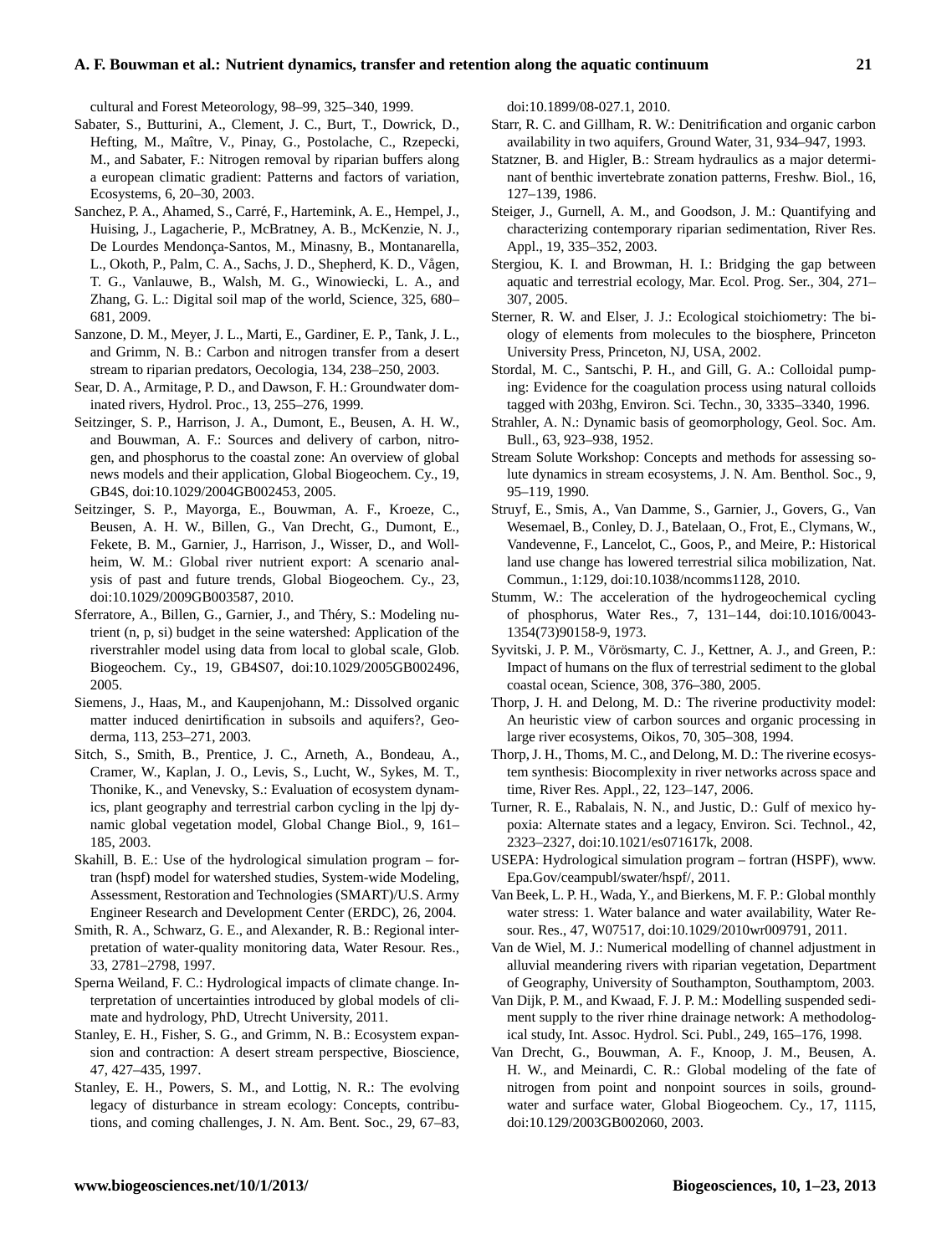cultural and Forest Meteorology, 98–99, 325–340, 1999.

Sabater, S., Butturini, A., Clement, J. C., Burt, T., Dowrick, D., Hefting, M., Maître, V., Pinay, G., Postolache, C., Rzepecki, M., and Sabater, F.: Nitrogen removal by riparian buffers along a european climatic gradient: Patterns and factors of variation, Ecosystems, 6, 20–30, 2003.

Sanchez, P. A., Ahamed, S., Carré, F., Hartemink, A. E., Hempel, J., Huising, J., Lagacherie, P., McBratney, A. B., McKenzie, N. J., De Lourdes Mendonça-Santos, M., Minasny, B., Montanarella, L., Okoth, P., Palm, C. A., Sachs, J. D., Shepherd, K. D., Vågen, T. G., Vanlauwe, B., Walsh, M. G., Winowiecki, L. A., and Zhang, G. L.: Digital soil map of the world, Science, 325, 680–681, 2009.

Sanzone, D. M., Meyer, J. L., Marti, E., Gardiner, E. P., Tank, J. L., and Grimm, N. B.: Carbon and nitrogen transfer from a desert stream to riparian predators, Oecologia, 134, 238–250, 2003.

Sear, D. A., Armitage, P. D., and Dawson, F. H.: Groundwater dominated rivers, Hydrol. Proc., 13, 255–276, 1999.

Seitzinger, S. P., Harrison, J. A., Dumont, E., Beusen, A. H. W., and Bouwman, A. F.: Sources and delivery of carbon, nitrogen, and phosphorus to the coastal zone: An overview of global news models and their application, Global Biogeochem. Cy., 19, GB4S, doi:10.1029/2004GB002453, 2005.

Seitzinger, S. P., Mayorga, E., Bouwman, A. F., Kroeze, C., Beusen, A. H. W., Billen, G., Van Drecht, G., Dumont, E., Fekete, B. M., Garnier, J., Harrison, J., Wisser, D., and Wollheim, W. M.: Global river nutrient export: A scenario analysis of past and future trends, Global Biogeochem. Cy., 23, doi:10.1029/2009GB003587, 2010.

Sferratore, A., Billen, G., Garnier, J., and Théry, S.: Modeling nutrient (n, p, si) budget in the seine watershed: Application of the riverstrahler model using data from local to global scale, Glob. Biogeochem. Cy., 19, GB4S07, doi:10.1029/2005GB002496, 2005.

Siemens, J., Haas, M., and Kaupenjohann, M.: Dissolved organic matter induced denirtification in subsoils and aquifers?, Geoderma, 113, 253–271, 2003.

Sitch, S., Smith, B., Prentice, I. C., Arneth, A., Bondeau, A., Cramer, W., Kaplan, J. O., Levis, S., Lucht, W., Sykes, M. T., Thonike, K., and Venevsky, S.: Evaluation of ecosystem dynamics, plant geography and terrestrial carbon cycling in the lpj dynamic global vegetation model, Global Change Biol., 9, 161–185, 2003.

Skahill, B. E.: Use of the hydrological simulation program – fortran (hspf) model for watershed studies, System-wide Modeling, Assessment, Restoration and Technologies (SMART)/U.S. Army Engineer Research and Development Center (ERDC), 26, 2004.

Smith, R. A., Schwarz, G. E., and Alexander, R. B.: Regional interpretation of water-quality monitoring data, Water Resour. Res., 33, 2781–2798, 1997.

Sperna Weiland, F. C.: Hydrological impacts of climate change. Interpretation of uncertainties introduced by global models of climate and hydrology, PhD, Utrecht University, 2011.

Stanley, E. H., Fisher, S. G., and Grimm, N. B.: Ecosystem expansion and contraction: A desert stream perspective, Bioscience, 47, 427–435, 1997.

Stanley, E. H., Powers, S. M., and Lottig, N. R.: The evolving legacy of disturbance in stream ecology: Concepts, contributions, and coming challenges, J. N. Am. Bent. Soc., 29, 67–83, doi:10.1899/08-027.1, 2010.

Starr, R. C. and Gillham, R. W.: Denitrification and organic carbon availability in two aquifers, Ground Water, 31, 934–947, 1993.

Statzner, B. and Higler, B.: Stream hydraulics as a major determinant of benthic invertebrate zonation patterns, Freshw. Biol., 16, 127–139, 1986.

Steiger, J., Gurnell, A. M., and Goodson, J. M.: Quantifying and characterizing contemporary riparian sedimentation, River Res. Appl., 19, 335–352, 2003.

Stergiou, K. I. and Browman, H. I.: Bridging the gap between aquatic and terrestrial ecology, Mar. Ecol. Prog. Ser., 304, 271–307, 2005.

Sterner, R. W. and Elser, J. J.: Ecological stoichiometry: The biology of elements from molecules to the biosphere, Princeton University Press, Princeton, NJ, USA, 2002.

Stordal, M. C., Santschi, P. H., and Gill, G. A.: Colloidal pumping: Evidence for the coagulation process using natural colloids tagged with 203hg, Environ. Sci. Techn., 30, 3335–3340, 1996.

Strahler, A. N.: Dynamic basis of geomorphology, Geol. Soc. Am. Bull., 63, 923–938, 1952.

Stream Solute Workshop: Concepts and methods for assessing solute dynamics in stream ecosystems, J. N. Am. Benthol. Soc., 9, 95–119, 1990.

Struyf, E., Smis, A., Van Damme, S., Garnier, J., Govers, G., Van Wesemael, B., Conley, D. J., Batelaan, O., Frot, E., Clymans, W., Vandevenne, F., Lancelot, C., Goos, P., and Meire, P.: Historical land use change has lowered terrestrial silica mobilization, Nat. Commun., 1:129, doi:10.1038/ncomms1128, 2010.

Stumm, W.: The acceleration of the hydrogeochemical cycling of phosphorus, Water Res., 7, 131–144, doi:10.1016/0043-1354(73)90158-9, 1973.

Syvitski, J. P. M., Vörösmarty, C. J., Kettner, A. J., and Green, P.: Impact of humans on the flux of terrestrial sediment to the global coastal ocean, Science, 308, 376–380, 2005.

Thorp, J. H. and Delong, M. D.: The riverine productivity model: An heuristic view of carbon sources and organic processing in large river ecosystems, Oikos, 70, 305–308, 1994.

Thorp, J. H., Thoms, M. C., and Delong, M. D.: The riverine ecosystem synthesis: Biocomplexity in river networks across space and time, River Res. Appl., 22, 123–147, 2006.

Turner, R. E., Rabalais, N. N., and Justic, D.: Gulf of mexico hypoxia: Alternate states and a legacy, Environ. Sci. Technol., 42, 2323–2327, doi:10.1021/es071617k, 2008.

USEPA: Hydrological simulation program – fortran (HSPF), www.Epa.Gov/ceampubl/swater/hspf/, 2011.

Van Beek, L. P. H., Wada, Y., and Bierkens, M. F. P.: Global monthly water stress: 1. Water balance and water availability, Water Resour. Res., 47, W07517, doi:10.1029/2010wr009791, 2011.

Van de Wiel, M. J.: Numerical modelling of channel adjustment in alluvial meandering rivers with riparian vegetation, Department of Geography, University of Southampton, Southamptom, 2003.

Van Dijk, P. M., and Kwaad, F. J. P. M.: Modelling suspended sediment supply to the river rhine drainage network: A methodological study, Int. Assoc. Hydrol. Sci. Publ., 249, 165–176, 1998.

Van Drecht, G., Bouwman, A. F., Knoop, J. M., Beusen, A. H. W., and Meinardi, C. R.: Global modeling of the fate of nitrogen from point and nonpoint sources in soils, groundwater and surface water, Global Biogeochem. Cy., 17, 1115, doi:10.129/2003GB002060, 2003.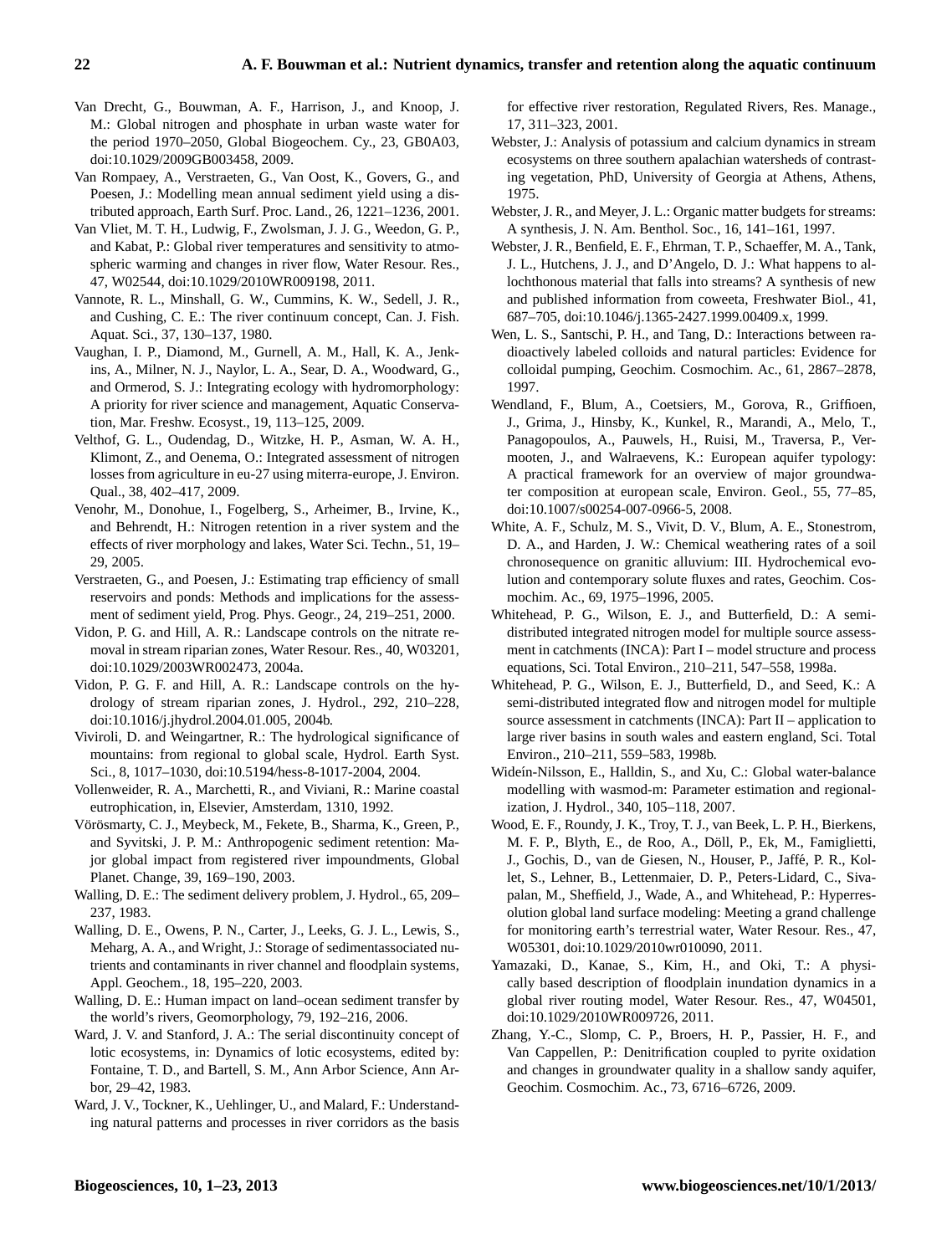Van Drecht, G., Bouwman, A. F., Harrison, J., and Knoop, J. M.: Global nitrogen and phosphate in urban waste water for the period 1970–2050, Global Biogeochem. Cy., 23, GB0A03, doi:10.1029/2009GB003458, 2009.

Van Rompaey, A., Verstraeten, G., Van Oost, K., Govers, G., and Poesen, J.: Modelling mean annual sediment yield using a distributed approach, Earth Surf. Proc. Land., 26, 1221–1236, 2001.

Van Vliet, M. T. H., Ludwig, F., Zwolsman, J. J. G., Weedon, G. P., and Kabat, P.: Global river temperatures and sensitivity to atmospheric warming and changes in river flow, Water Resour. Res., 47, W02544, doi:10.1029/2010WR009198, 2011.

Vannote, R. L., Minshall, G. W., Cummins, K. W., Sedell, J. R., and Cushing, C. E.: The river continuum concept, Can. J. Fish. Aquat. Sci., 37, 130–137, 1980.

Vaughan, I. P., Diamond, M., Gurnell, A. M., Hall, K. A., Jenkins, A., Milner, N. J., Naylor, L. A., Sear, D. A., Woodward, G., and Ormerod, S. J.: Integrating ecology with hydromorphology: A priority for river science and management, Aquatic Conservation, Mar. Freshw. Ecosyst., 19, 113–125, 2009.

Velthof, G. L., Oudendag, D., Witzke, H. P., Asman, W. A. H., Klimont, Z., and Oenema, O.: Integrated assessment of nitrogen losses from agriculture in eu-27 using miterra-europe, J. Environ. Qual., 38, 402–417, 2009.

Venohr, M., Donohue, I., Fogelberg, S., Arheimer, B., Irvine, K., and Behrendt, H.: Nitrogen retention in a river system and the effects of river morphology and lakes, Water Sci. Techn., 51, 19–29, 2005.

Verstraeten, G., and Poesen, J.: Estimating trap efficiency of small reservoirs and ponds: Methods and implications for the assessment of sediment yield, Prog. Phys. Geogr., 24, 219–251, 2000.

Vidon, P. G. and Hill, A. R.: Landscape controls on the nitrate removal in stream riparian zones, Water Resour. Res., 40, W03201, doi:10.1029/2003WR002473, 2004a.

Vidon, P. G. F. and Hill, A. R.: Landscape controls on the hydrology of stream riparian zones, J. Hydrol., 292, 210–228, doi:10.1016/j.jhydrol.2004.01.005, 2004b.

Viviroli, D. and Weingartner, R.: The hydrological significance of mountains: from regional to global scale, Hydrol. Earth Syst. Sci., 8, 1017–1030, doi:10.5194/hess-8-1017-2004, 2004.

Vollenweider, R. A., Marchetti, R., and Viviani, R.: Marine coastal eutrophication, in, Elsevier, Amsterdam, 1310, 1992.

Vörösmarty, C. J., Meybeck, M., Fekete, B., Sharma, K., Green, P., and Syvitski, J. P. M.: Anthropogenic sediment retention: Major global impact from registered river impoundments, Global Planet. Change, 39, 169–190, 2003.

Walling, D. E.: The sediment delivery problem, J. Hydrol., 65, 209–237, 1983.

Walling, D. E., Owens, P. N., Carter, J., Leeks, G. J. L., Lewis, S., Meharg, A. A., and Wright, J.: Storage of sedimentassociated nutrients and contaminants in river channel and floodplain systems, Appl. Geochem., 18, 195–220, 2003.

Walling, D. E.: Human impact on land–ocean sediment transfer by the world's rivers, Geomorphology, 79, 192–216, 2006.

Ward, J. V. and Stanford, J. A.: The serial discontinuity concept of lotic ecosystems, in: Dynamics of lotic ecosystems, edited by: Fontaine, T. D., and Bartell, S. M., Ann Arbor Science, Ann Arbor, 29–42, 1983.

Ward, J. V., Tockner, K., Uehlinger, U., and Malard, F.: Understanding natural patterns and processes in river corridors as the basis for effective river restoration, Regulated Rivers, Res. Manage., 17, 311–323, 2001.

Webster, J.: Analysis of potassium and calcium dynamics in stream ecosystems on three southern apalachian watersheds of contrasting vegetation, PhD, University of Georgia at Athens, Athens, 1975.

Webster, J. R., and Meyer, J. L.: Organic matter budgets for streams: A synthesis, J. N. Am. Benthol. Soc., 16, 141–161, 1997.

Webster, J. R., Benfield, E. F., Ehrman, T. P., Schaeffer, M. A., Tank, J. L., Hutchens, J. J., and D'Angelo, D. J.: What happens to allochthonous material that falls into streams? A synthesis of new and published information from coweeta, Freshwater Biol., 41, 687–705, doi:10.1046/j.1365-2427.1999.00409.x, 1999.

Wen, L. S., Santschi, P. H., and Tang, D.: Interactions between radioactively labeled colloids and natural particles: Evidence for colloidal pumping, Geochim. Cosmochim. Ac., 61, 2867–2878, 1997.

Wendland, F., Blum, A., Coetsiers, M., Gorova, R., Griffioen, J., Grima, J., Hinsby, K., Kunkel, R., Marandi, A., Melo, T., Panagopoulos, A., Pauwels, H., Ruisi, M., Traversa, P., Vermooten, J., and Walraevens, K.: European aquifer typology: A practical framework for an overview of major groundwater composition at european scale, Environ. Geol., 55, 77–85, doi:10.1007/s00254-007-0966-5, 2008.

White, A. F., Schulz, M. S., Vivit, D. V., Blum, A. E., Stonestrom, D. A., and Harden, J. W.: Chemical weathering rates of a soil chronosequence on granitic alluvium: III. Hydrochemical evolution and contemporary solute fluxes and rates, Geochim. Cosmochim. Ac., 69, 1975–1996, 2005.

Whitehead, P. G., Wilson, E. J., and Butterfield, D.: A semi-distributed integrated nitrogen model for multiple source assessment in catchments (INCA): Part I – model structure and process equations, Sci. Total Environ., 210–211, 547–558, 1998a.

Whitehead, P. G., Wilson, E. J., Butterfield, D., and Seed, K.: A semi-distributed integrated flow and nitrogen model for multiple source assessment in catchments (INCA): Part II – application to large river basins in south wales and eastern england, Sci. Total Environ., 210–211, 559–583, 1998b.

Wideín-Nilsson, E., Halldin, S., and Xu, C.: Global water-balance modelling with wasmod-m: Parameter estimation and regionalization, J. Hydrol., 340, 105–118, 2007.

Wood, E. F., Roundy, J. K., Troy, T. J., van Beek, L. P. H., Bierkens, M. F. P., Blyth, E., de Roo, A., Döll, P., Ek, M., Famiglietti, J., Gochis, D., van de Giesen, N., Houser, P., Jaffé, P. R., Kollet, S., Lehner, B., Lettenmaier, D. P., Peters-Lidard, C., Sivapalan, M., Sheffield, J., Wade, A., and Whitehead, P.: Hyperresolution global land surface modeling: Meeting a grand challenge for monitoring earth's terrestrial water, Water Resour. Res., 47, W05301, doi:10.1029/2010wr010090, 2011.

Yamazaki, D., Kanae, S., Kim, H., and Oki, T.: A physically based description of floodplain inundation dynamics in a global river routing model, Water Resour. Res., 47, W04501, doi:10.1029/2010WR009726, 2011.

Zhang, Y.-C., Slomp, C. P., Broers, H. P., Passier, H. F., and Van Cappellen, P.: Denitrification coupled to pyrite oxidation and changes in groundwater quality in a shallow sandy aquifer, Geochim. Cosmochim. Ac., 73, 6716–6726, 2009.